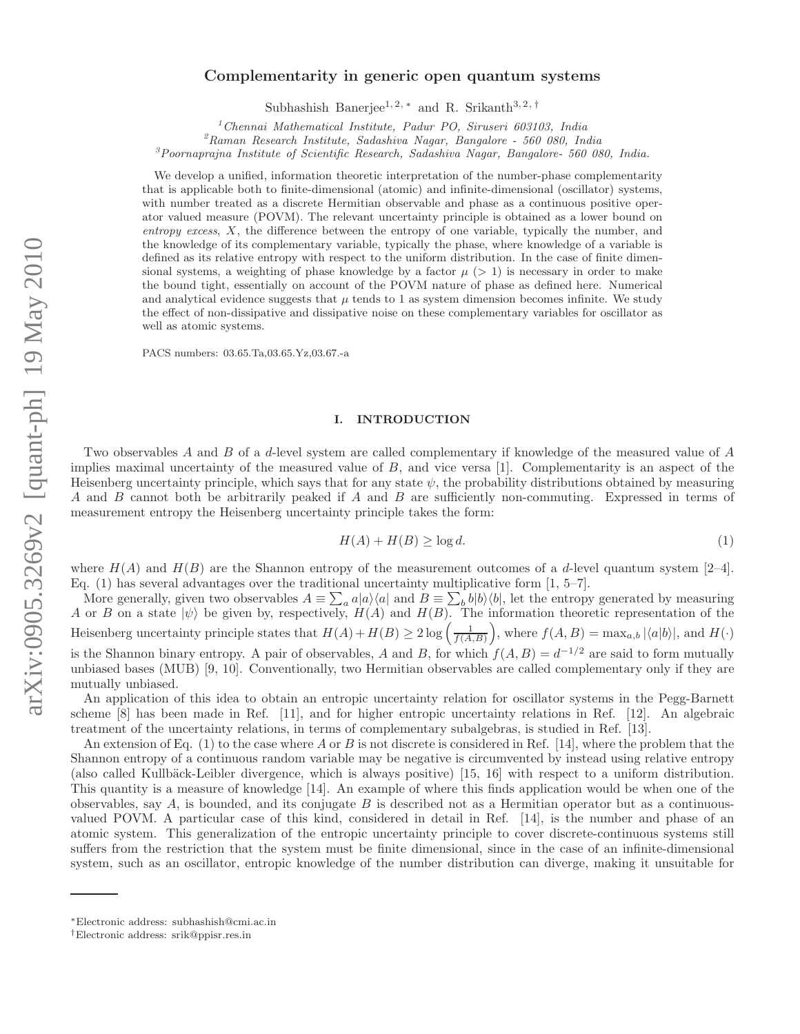# Complementarity in generic open quantum systems

Subhashish Banerjee[1,2,*] and R. Srikanth[3,2,†]

[1]Chennai Mathematical Institute, Padur PO, Siruseri 603103, India
[2]Raman Research Institute, Sadashiva Nagar, Bangalore - 560 080, India
[3]Poornaprajna Institute of Scientific Research, Sadashiva Nagar, Bangalore- 560 080, India.

We develop a unified, information theoretic interpretation of the number-phase complementarity that is applicable both to finite-dimensional (atomic) and infinite-dimensional (oscillator) systems, with number treated as a discrete Hermitian observable and phase as a continuous positive operator valued measure (POVM). The relevant uncertainty principle is obtained as a lower bound on *entropy excess*, $X$, the difference between the entropy of one variable, typically the number, and the knowledge of its complementary variable, typically the phase, where knowledge of a variable is defined as its relative entropy with respect to the uniform distribution. In the case of finite dimensional systems, a weighting of phase knowledge by a factor $\mu$ ($> 1$) is necessary in order to make the bound tight, essentially on account of the POVM nature of phase as defined here. Numerical and analytical evidence suggests that $\mu$ tends to 1 as system dimension becomes infinite. We study the effect of non-dissipative and dissipative noise on these complementary variables for oscillator as well as atomic systems.

PACS numbers: 03.65.Ta,03.65.Yz,03.67.-a

## I. INTRODUCTION

Two observables $A$ and $B$ of a $d$-level system are called complementary if knowledge of the measured value of $A$ implies maximal uncertainty of the measured value of $B$, and vice versa [1]. Complementarity is an aspect of the Heisenberg uncertainty principle, which says that for any state $\psi$, the probability distributions obtained by measuring $A$ and $B$ cannot both be arbitrarily peaked if $A$ and $B$ are sufficiently non-commuting. Expressed in terms of measurement entropy the Heisenberg uncertainty principle takes the form:

$$H(A) + H(B) \geq \log d. \tag{1}$$

where $H(A)$ and $H(B)$ are the Shannon entropy of the measurement outcomes of a $d$-level quantum system [2–4]. Eq. (1) has several advantages over the traditional uncertainty multiplicative form [1, 5–7].

More generally, given two observables $A \equiv \sum_a a|a\rangle\langle a|$ and $B \equiv \sum_b b|b\rangle\langle b|$, let the entropy generated by measuring $A$ or $B$ on a state $|\psi\rangle$ be given by, respectively, $H(A)$ and $H(B)$. The information theoretic representation of the Heisenberg uncertainty principle states that $H(A) + H(B) \geq 2\log\left(\frac{1}{f(A,B)}\right)$, where $f(A,B) = \max_{a,b}|\langle a|b\rangle|$, and $H(\cdot)$ is the Shannon binary entropy. A pair of observables, $A$ and $B$, for which $f(A,B) = d^{-1/2}$ are said to form mutually unbiased bases (MUB) [9, 10]. Conventionally, two Hermitian observables are called complementary only if they are mutually unbiased.

An application of this idea to obtain an entropic uncertainty relation for oscillator systems in the Pegg-Barnett scheme [8] has been made in Ref. [11], and for higher entropic uncertainty relations in Ref. [12]. An algebraic treatment of the uncertainty relations, in terms of complementary subalgebras, is studied in Ref. [13].

An extension of Eq. (1) to the case where $A$ or $B$ is not discrete is considered in Ref. [14], where the problem that the Shannon entropy of a continuous random variable may be negative is circumvented by instead using relative entropy (also called Kullbäck-Leibler divergence, which is always positive) [15, 16] with respect to a uniform distribution. This quantity is a measure of knowledge [14]. An example of where this finds application would be when one of the observables, say $A$, is bounded, and its conjugate $B$ is described not as a Hermitian operator but as a continuous-valued POVM. A particular case of this kind, considered in detail in Ref. [14], is the number and phase of an atomic system. This generalization of the entropic uncertainty principle to cover discrete-continuous systems still suffers from the restriction that the system must be finite dimensional, since in the case of an infinite-dimensional system, such as an oscillator, entropic knowledge of the number distribution can diverge, making it unsuitable for

*Electronic address: subhashish@cmi.ac.in
†Electronic address: srik@ppisr.res.in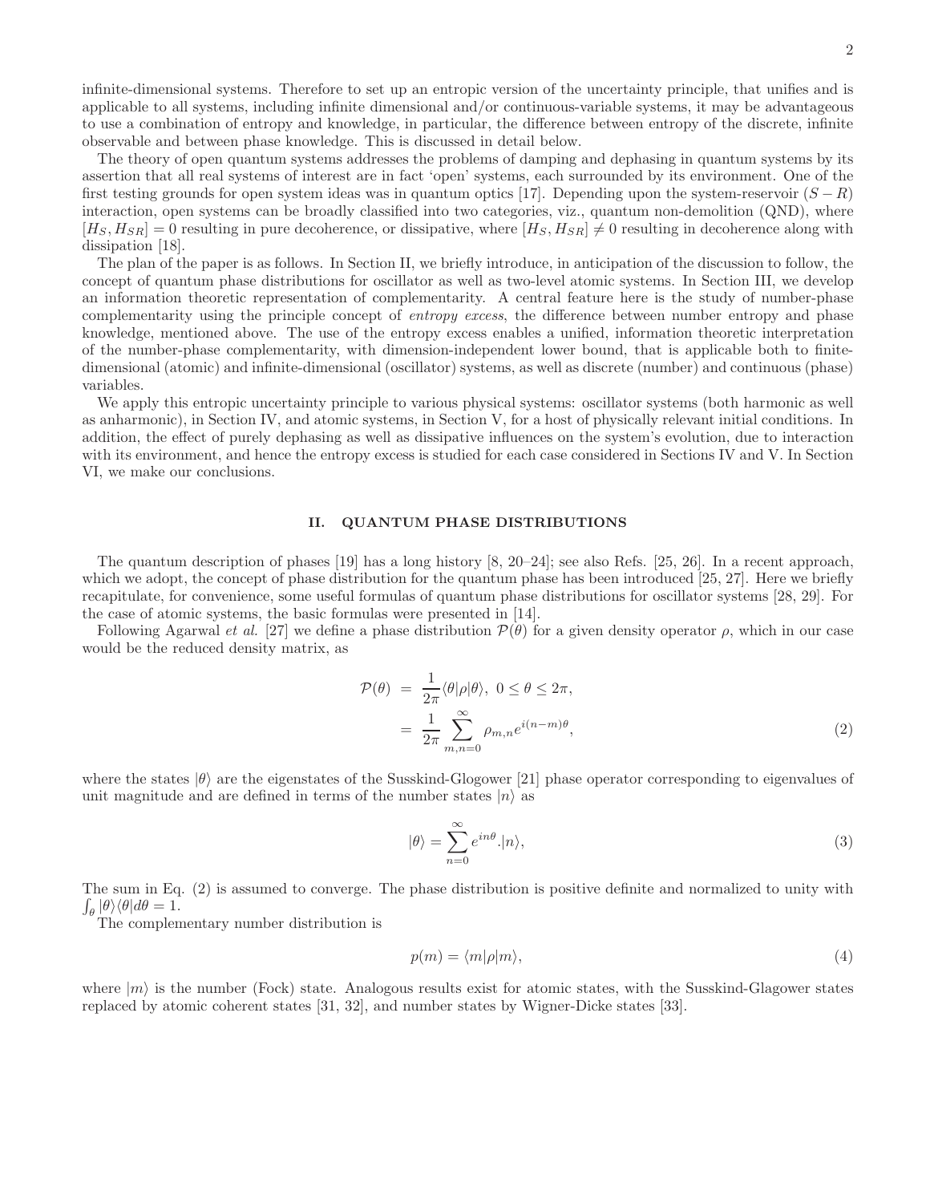infinite-dimensional systems. Therefore to set up an entropic version of the uncertainty principle, that unifies and is applicable to all systems, including infinite dimensional and/or continuous-variable systems, it may be advantageous to use a combination of entropy and knowledge, in particular, the difference between entropy of the discrete, infinite observable and between phase knowledge. This is discussed in detail below.

The theory of open quantum systems addresses the problems of damping and dephasing in quantum systems by its assertion that all real systems of interest are in fact 'open' systems, each surrounded by its environment. One of the first testing grounds for open system ideas was in quantum optics [17]. Depending upon the system-reservoir ($S-R$) interaction, open systems can be broadly classified into two categories, viz., quantum non-demolition (QND), where $[H_S, H_{SR}] = 0$ resulting in pure decoherence, or dissipative, where $[H_S, H_{SR}] \neq 0$ resulting in decoherence along with dissipation [18].

The plan of the paper is as follows. In Section II, we briefly introduce, in anticipation of the discussion to follow, the concept of quantum phase distributions for oscillator as well as two-level atomic systems. In Section III, we develop an information theoretic representation of complementarity. A central feature here is the study of number-phase complementarity using the principle concept of *entropy excess*, the difference between number entropy and phase knowledge, mentioned above. The use of the entropy excess enables a unified, information theoretic interpretation of the number-phase complementarity, with dimension-independent lower bound, that is applicable both to finite-dimensional (atomic) and infinite-dimensional (oscillator) systems, as well as discrete (number) and continuous (phase) variables.

We apply this entropic uncertainty principle to various physical systems: oscillator systems (both harmonic as well as anharmonic), in Section IV, and atomic systems, in Section V, for a host of physically relevant initial conditions. In addition, the effect of purely dephasing as well as dissipative influences on the system's evolution, due to interaction with its environment, and hence the entropy excess is studied for each case considered in Sections IV and V. In Section VI, we make our conclusions.

## II. QUANTUM PHASE DISTRIBUTIONS

The quantum description of phases [19] has a long history [8, 20–24]; see also Refs. [25, 26]. In a recent approach, which we adopt, the concept of phase distribution for the quantum phase has been introduced [25, 27]. Here we briefly recapitulate, for convenience, some useful formulas of quantum phase distributions for oscillator systems [28, 29]. For the case of atomic systems, the basic formulas were presented in [14].

Following Agarwal *et al.* [27] we define a phase distribution $\mathcal{P}(\theta)$ for a given density operator $\rho$, which in our case would be the reduced density matrix, as

$$
\begin{aligned}
\mathcal{P}(\theta) &= \frac{1}{2\pi}\langle\theta|\rho|\theta\rangle,\ 0 \leq \theta \leq 2\pi, \\
&= \frac{1}{2\pi}\sum_{m,n=0}^{\infty} \rho_{m,n} e^{i(n-m)\theta},
\end{aligned} \tag{2}
$$

where the states $|\theta\rangle$ are the eigenstates of the Susskind-Glogower [21] phase operator corresponding to eigenvalues of unit magnitude and are defined in terms of the number states $|n\rangle$ as

$$
|\theta\rangle = \sum_{n=0}^{\infty} e^{in\theta}.|n\rangle, \tag{3}
$$

The sum in Eq. (2) is assumed to converge. The phase distribution is positive definite and normalized to unity with $\int_\theta |\theta\rangle\langle\theta| d\theta = 1$.

The complementary number distribution is

$$
p(m) = \langle m|\rho|m\rangle, \tag{4}
$$

where $|m\rangle$ is the number (Fock) state. Analogous results exist for atomic states, with the Susskind-Glagower states replaced by atomic coherent states [31, 32], and number states by Wigner-Dicke states [33].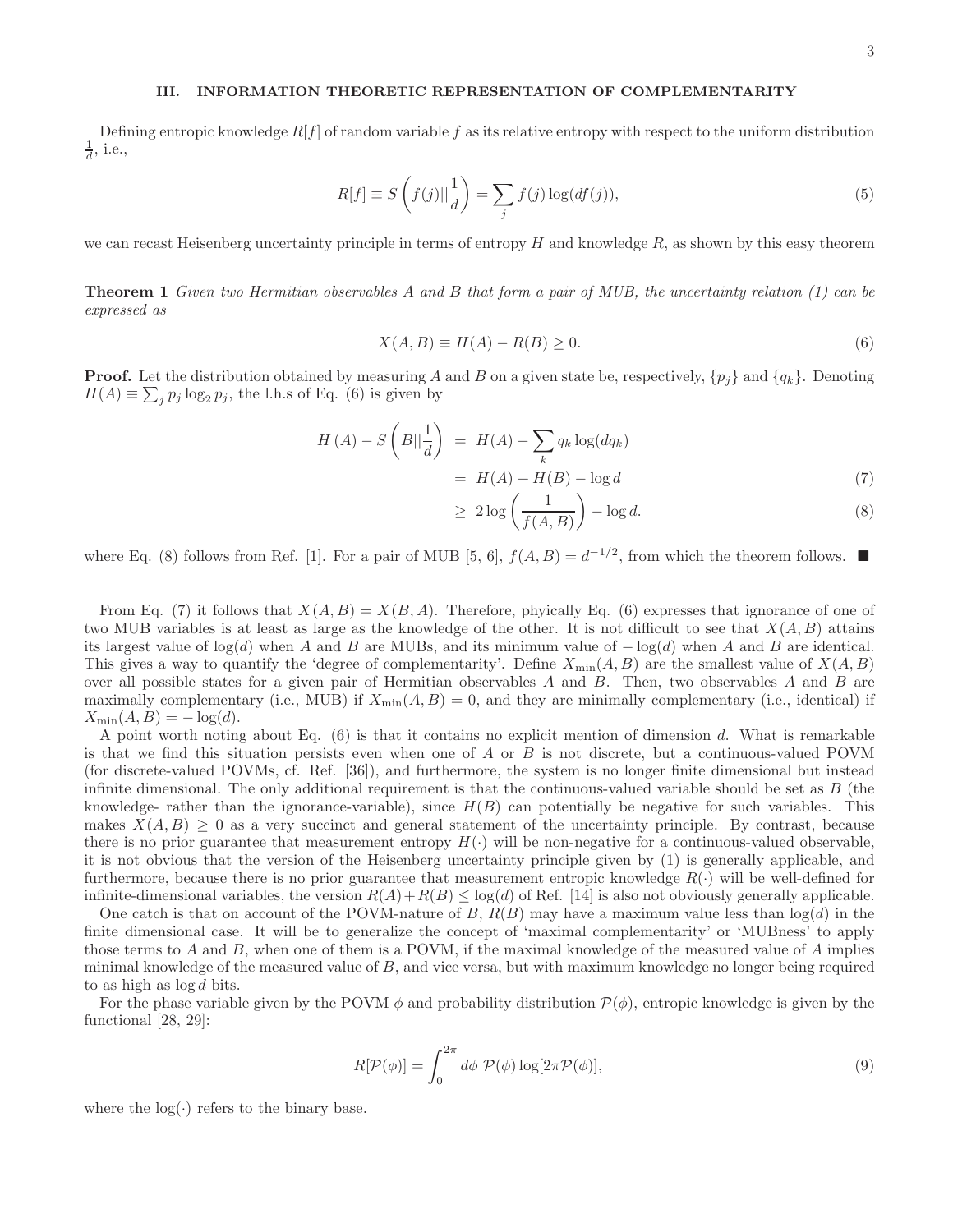## III. INFORMATION THEORETIC REPRESENTATION OF COMPLEMENTARITY

Defining entropic knowledge $R[f]$ of random variable $f$ as its relative entropy with respect to the uniform distribution $\frac{1}{d}$, i.e.,

$$R[f] \equiv S\left(f(j)||\frac{1}{d}\right) = \sum_j f(j)\log(df(j)), \tag{5}$$

we can recast Heisenberg uncertainty principle in terms of entropy $H$ and knowledge $R$, as shown by this easy theorem

**Theorem 1** *Given two Hermitian observables $A$ and $B$ that form a pair of MUB, the uncertainty relation (1) can be expressed as*

$$X(A,B) \equiv H(A) - R(B) \geq 0. \tag{6}$$

**Proof.** Let the distribution obtained by measuring $A$ and $B$ on a given state be, respectively, $\{p_j\}$ and $\{q_k\}$. Denoting $H(A) \equiv \sum_j p_j \log_2 p_j$, the l.h.s of Eq. (6) is given by

$$\begin{aligned}
H(A) - S\left(B||\frac{1}{d}\right) &= H(A) - \sum_k q_k \log(dq_k) \\
&= H(A) + H(B) - \log d \qquad (7)\\
&\geq 2\log\left(\frac{1}{f(A,B)}\right) - \log d. \qquad (8)
\end{aligned}$$

where Eq. (8) follows from Ref. [1]. For a pair of MUB [5, 6], $f(A,B) = d^{-1/2}$, from which the theorem follows. ■

From Eq. (7) it follows that $X(A,B) = X(B,A)$. Therefore, phyically Eq. (6) expresses that ignorance of one of two MUB variables is at least as large as the knowledge of the other. It is not difficult to see that $X(A,B)$ attains its largest value of $\log(d)$ when $A$ and $B$ are MUBs, and its minimum value of $-\log(d)$ when $A$ and $B$ are identical. This gives a way to quantify the 'degree of complementarity'. Define $X_{\min}(A,B)$ are the smallest value of $X(A,B)$ over all possible states for a given pair of Hermitian observables $A$ and $B$. Then, two observables $A$ and $B$ are maximally complementary (i.e., MUB) if $X_{\min}(A,B) = 0$, and they are minimally complementary (i.e., identical) if $X_{\min}(A,B) = -\log(d)$.

A point worth noting about Eq. (6) is that it contains no explicit mention of dimension $d$. What is remarkable is that we find this situation persists even when one of $A$ or $B$ is not discrete, but a continuous-valued POVM (for discrete-valued POVMs, cf. Ref. [36]), and furthermore, the system is no longer finite dimensional but instead infinite dimensional. The only additional requirement is that the continuous-valued variable should be set as $B$ (the knowledge- rather than the ignorance-variable), since $H(B)$ can potentially be negative for such variables. This makes $X(A,B) \geq 0$ as a very succinct and general statement of the uncertainty principle. By contrast, because there is no prior guarantee that measurement entropy $H(\cdot)$ will be non-negative for a continuous-valued observable, it is not obvious that the version of the Heisenberg uncertainty principle given by (1) is generally applicable, and furthermore, because there is no prior guarantee that measurement entropic knowledge $R(\cdot)$ will be well-defined for infinite-dimensional variables, the version $R(A) + R(B) \leq \log(d)$ of Ref. [14] is also not obviously generally applicable.

One catch is that on account of the POVM-nature of $B$, $R(B)$ may have a maximum value less than $\log(d)$ in the finite dimensional case. It will be to generalize the concept of 'maximal complementarity' or 'MUBness' to apply those terms to $A$ and $B$, when one of them is a POVM, if the maximal knowledge of the measured value of $A$ implies minimal knowledge of the measured value of $B$, and vice versa, but with maximum knowledge no longer being required to as high as $\log d$ bits.

For the phase variable given by the POVM $\phi$ and probability distribution $\mathcal{P}(\phi)$, entropic knowledge is given by the functional [28, 29]:

$$R[\mathcal{P}(\phi)] = \int_0^{2\pi} d\phi\ \mathcal{P}(\phi)\log[2\pi\mathcal{P}(\phi)], \tag{9}$$

where the $\log(\cdot)$ refers to the binary base.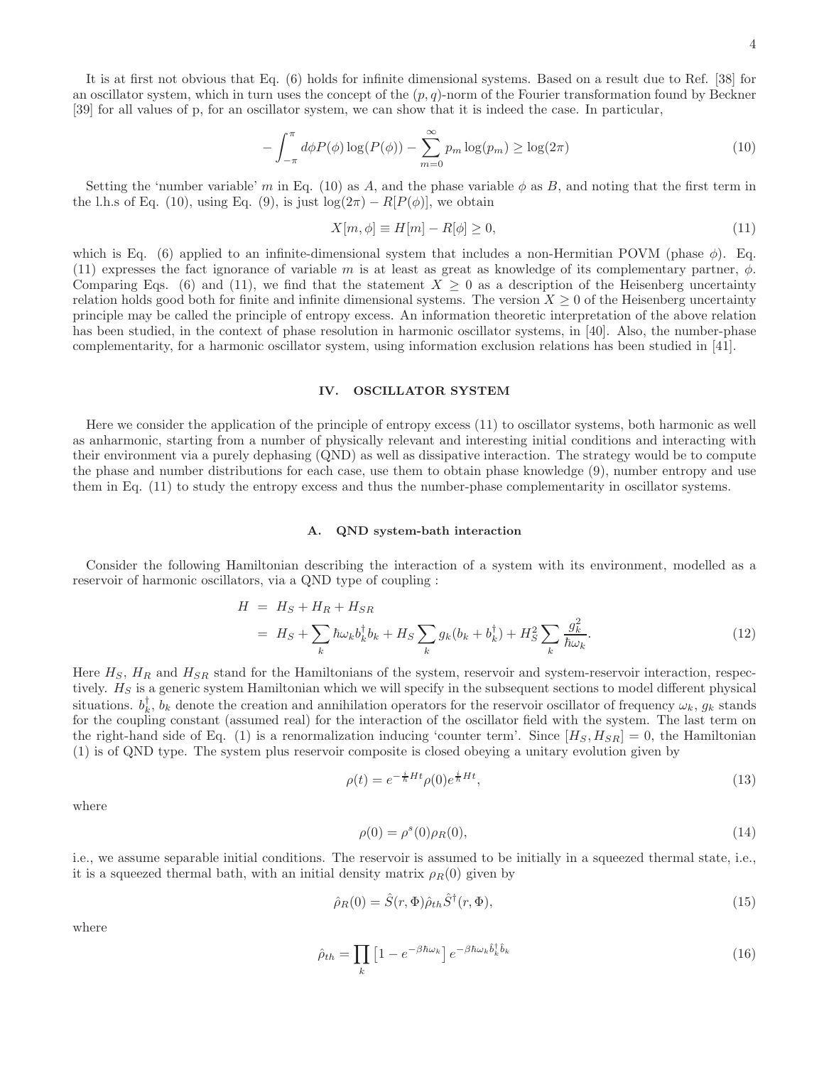It is at first not obvious that Eq. (6) holds for infinite dimensional systems. Based on a result due to Ref. [38] for an oscillator system, which in turn uses the concept of the $(p, q)$-norm of the Fourier transformation found by Beckner [39] for all values of p, for an oscillator system, we can show that it is indeed the case. In particular,

$$-\int_{-\pi}^{\pi} d\phi P(\phi) \log(P(\phi)) - \sum_{m=0}^{\infty} p_m \log(p_m) \geq \log(2\pi) \tag{10}$$

Setting the 'number variable' $m$ in Eq. (10) as $A$, and the phase variable $\phi$ as $B$, and noting that the first term in the l.h.s of Eq. (10), using Eq. (9), is just $\log(2\pi) - R[P(\phi)]$, we obtain

$$X[m, \phi] \equiv H[m] - R[\phi] \geq 0, \tag{11}$$

which is Eq. (6) applied to an infinite-dimensional system that includes a non-Hermitian POVM (phase $\phi$). Eq. (11) expresses the fact ignorance of variable $m$ is at least as great as knowledge of its complementary partner, $\phi$. Comparing Eqs. (6) and (11), we find that the statement $X \geq 0$ as a description of the Heisenberg uncertainty relation holds good both for finite and infinite dimensional systems. The version $X \geq 0$ of the Heisenberg uncertainty principle may be called the principle of entropy excess. An information theoretic interpretation of the above relation has been studied, in the context of phase resolution in harmonic oscillator systems, in [40]. Also, the number-phase complementarity, for a harmonic oscillator system, using information exclusion relations has been studied in [41].

## IV. OSCILLATOR SYSTEM

Here we consider the application of the principle of entropy excess (11) to oscillator systems, both harmonic as well as anharmonic, starting from a number of physically relevant and interesting initial conditions and interacting with their environment via a purely dephasing (QND) as well as dissipative interaction. The strategy would be to compute the phase and number distributions for each case, use them to obtain phase knowledge (9), number entropy and use them in Eq. (11) to study the entropy excess and thus the number-phase complementarity in oscillator systems.

### A. QND system-bath interaction

Consider the following Hamiltonian describing the interaction of a system with its environment, modelled as a reservoir of harmonic oscillators, via a QND type of coupling :

$$\begin{aligned} H &= H_S + H_R + H_{SR} \\ &= H_S + \sum_k \hbar\omega_k b_k^\dagger b_k + H_S \sum_k g_k (b_k + b_k^\dagger) + H_S^2 \sum_k \frac{g_k^2}{\hbar\omega_k}. \end{aligned} \tag{12}$$

Here $H_S$, $H_R$ and $H_{SR}$ stand for the Hamiltonians of the system, reservoir and system-reservoir interaction, respectively. $H_S$ is a generic system Hamiltonian which we will specify in the subsequent sections to model different physical situations. $b_k^\dagger$, $b_k$ denote the creation and annihilation operators for the reservoir oscillator of frequency $\omega_k$, $g_k$ stands for the coupling constant (assumed real) for the interaction of the oscillator field with the system. The last term on the right-hand side of Eq. (1) is a renormalization inducing 'counter term'. Since $[H_S, H_{SR}] = 0$, the Hamiltonian (1) is of QND type. The system plus reservoir composite is closed obeying a unitary evolution given by

$$\rho(t) = e^{-\frac{i}{\hbar}Ht} \rho(0) e^{\frac{i}{\hbar}Ht}, \tag{13}$$

where

$$\rho(0) = \rho^s(0)\rho_R(0), \tag{14}$$

i.e., we assume separable initial conditions. The reservoir is assumed to be initially in a squeezed thermal state, i.e., it is a squeezed thermal bath, with an initial density matrix $\rho_R(0)$ given by

$$\hat{\rho}_R(0) = \hat{S}(r, \Phi)\hat{\rho}_{th}\hat{S}^\dagger(r, \Phi), \tag{15}$$

where

$$\hat{\rho}_{th} = \prod_k \left[1 - e^{-\beta\hbar\omega_k}\right] e^{-\beta\hbar\omega_k \hat{b}_k^\dagger \hat{b}_k} \tag{16}$$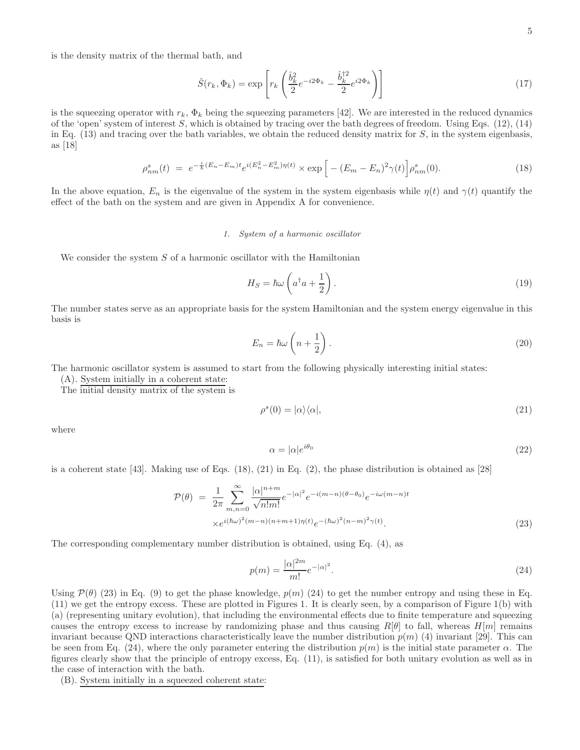is the density matrix of the thermal bath, and

$$\hat{S}(r_k, \Phi_k) = \exp\left[r_k\left(\frac{\hat{b}_k^2}{2}e^{-i2\Phi_k} - \frac{\hat{b}_k^{\dagger 2}}{2}e^{i2\Phi_k}\right)\right] \tag{17}$$

is the squeezing operator with $r_k$, $\Phi_k$ being the squeezing parameters [42]. We are interested in the reduced dynamics of the 'open' system of interest $S$, which is obtained by tracing over the bath degrees of freedom. Using Eqs. (12), (14) in Eq. (13) and tracing over the bath variables, we obtain the reduced density matrix for $S$, in the system eigenbasis, as [18]

$$\rho^s_{nm}(t) = e^{-\frac{i}{\hbar}(E_n - E_m)t} e^{i(E_n^2 - E_m^2)\eta(t)} \times \exp\Big[-(E_m - E_n)^2\gamma(t)\Big]\rho^s_{nm}(0). \tag{18}$$

In the above equation, $E_n$ is the eigenvalue of the system in the system eigenbasis while $\eta(t)$ and $\gamma(t)$ quantify the effect of the bath on the system and are given in Appendix A for convenience.

#### 1. *System of a harmonic oscillator*

We consider the system $S$ of a harmonic oscillator with the Hamiltonian

$$H_S = \hbar\omega\left(a^\dagger a + \frac{1}{2}\right). \tag{19}$$

The number states serve as an appropriate basis for the system Hamiltonian and the system energy eigenvalue in this basis is

$$E_n = \hbar\omega\left(n + \frac{1}{2}\right). \tag{20}$$

The harmonic oscillator system is assumed to start from the following physically interesting initial states:

(A). System initially in a coherent state:

The initial density matrix of the system is

$$\rho^s(0) = |\alpha\rangle\langle\alpha|, \tag{21}$$

where

$$\alpha = |\alpha| e^{i\theta_0} \tag{22}$$

is a coherent state [43]. Making use of Eqs. (18), (21) in Eq. (2), the phase distribution is obtained as [28]

$$\begin{aligned}\mathcal{P}(\theta) \;=\; & \frac{1}{2\pi}\sum_{m,n=0}^{\infty}\frac{|\alpha|^{n+m}}{\sqrt{n!m!}}e^{-|\alpha|^2}e^{-i(m-n)(\theta-\theta_0)}e^{-i\omega(m-n)t} \\ & \times e^{i(\hbar\omega)^2(m-n)(n+m+1)\eta(t)}e^{-(\hbar\omega)^2(n-m)^2\gamma(t)}.\end{aligned} \tag{23}$$

The corresponding complementary number distribution is obtained, using Eq. (4), as

$$p(m) = \frac{|\alpha|^{2m}}{m!}e^{-|\alpha|^2}. \tag{24}$$

Using $\mathcal{P}(\theta)$ (23) in Eq. (9) to get the phase knowledge, $p(m)$ (24) to get the number entropy and using these in Eq. (11) we get the entropy excess. These are plotted in Figures 1. It is clearly seen, by a comparison of Figure 1(b) with (a) (representing unitary evolution), that including the environmental effects due to finite temperature and squeezing causes the entropy excess to increase by randomizing phase and thus causing $R[\theta]$ to fall, whereas $H[m]$ remains invariant because QND interactions characteristically leave the number distribution $p(m)$ (4) invariant [29]. This can be seen from Eq. (24), where the only parameter entering the distribution $p(m)$ is the initial state parameter $\alpha$. The figures clearly show that the principle of entropy excess, Eq. (11), is satisfied for both unitary evolution as well as in the case of interaction with the bath.

(B). System initially in a squeezed coherent state: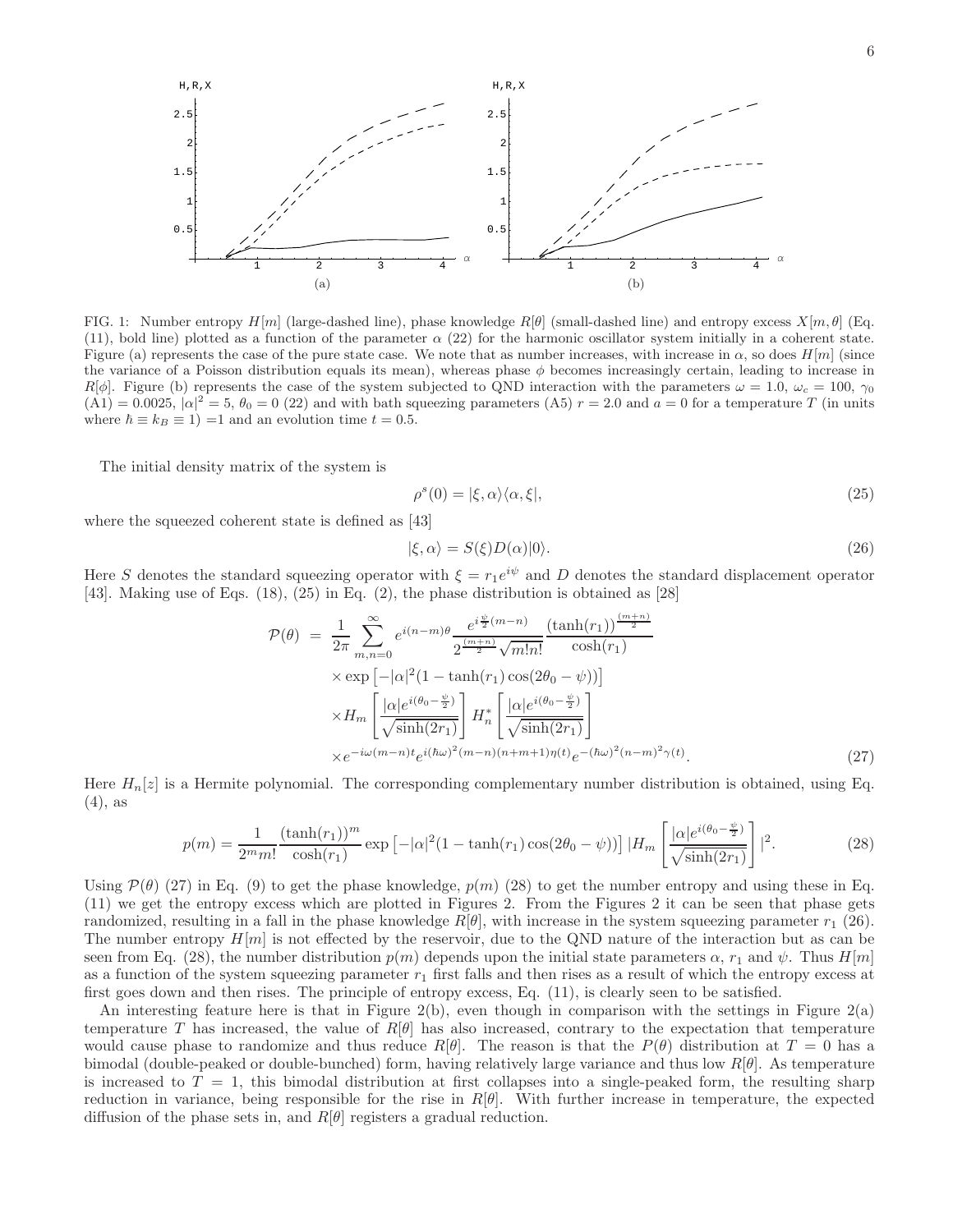FIG. 1: Number entropy $H[m]$ (large-dashed line), phase knowledge $R[\theta]$ (small-dashed line) and entropy excess $X[m, \theta]$ (Eq. (11), bold line) plotted as a function of the parameter $\alpha$ (22) for the harmonic oscillator system initially in a coherent state. Figure (a) represents the case of the pure state case. We note that as number increases, with increase in $\alpha$, so does $H[m]$ (since the variance of a Poisson distribution equals its mean), whereas phase $\phi$ becomes increasingly certain, leading to increase in $R[\phi]$. Figure (b) represents the case of the system subjected to QND interaction with the parameters $\omega = 1.0$, $\omega_c = 100$, $\gamma_0$ (A1) $= 0.0025$, $|\alpha|^2 = 5$, $\theta_0 = 0$ (22) and with bath squeezing parameters (A5) $r = 2.0$ and $a = 0$ for a temperature $T$ (in units where $\hbar \equiv k_B \equiv 1$) =1 and an evolution time $t = 0.5$.

The initial density matrix of the system is

$$\rho^s(0) = |\xi, \alpha\rangle\langle\alpha, \xi|, \tag{25}$$

where the squeezed coherent state is defined as [43]

$$|\xi, \alpha\rangle = S(\xi)D(\alpha)|0\rangle. \tag{26}$$

Here $S$ denotes the standard squeezing operator with $\xi = r_1 e^{i\psi}$ and $D$ denotes the standard displacement operator [43]. Making use of Eqs. (18), (25) in Eq. (2), the phase distribution is obtained as [28]

$$\begin{aligned}
\mathcal{P}(\theta) &= \frac{1}{2\pi}\sum_{m,n=0}^{\infty} e^{i(n-m)\theta} \frac{e^{i\frac{\psi}{2}(m-n)}}{2^{\frac{(m+n)}{2}}\sqrt{m!n!}} \frac{(\tanh(r_1))^{\frac{(m+n)}{2}}}{\cosh(r_1)} \\
&\times \exp\left[-|\alpha|^2(1-\tanh(r_1)\cos(2\theta_0-\psi))\right] \\
&\times H_m\left[\frac{|\alpha|e^{i(\theta_0-\frac{\psi}{2})}}{\sqrt{\sinh(2r_1)}}\right] H_n^*\left[\frac{|\alpha|e^{i(\theta_0-\frac{\psi}{2})}}{\sqrt{\sinh(2r_1)}}\right] \\
&\times e^{-i\omega(m-n)t} e^{i(\hbar\omega)^2(m-n)(n+m+1)\eta(t)} e^{-(\hbar\omega)^2(n-m)^2\gamma(t)}.
\end{aligned} \tag{27}$$

Here $H_n[z]$ is a Hermite polynomial. The corresponding complementary number distribution is obtained, using Eq. (4), as

$$p(m) = \frac{1}{2^m m!}\frac{(\tanh(r_1))^m}{\cosh(r_1)} \exp\left[-|\alpha|^2(1-\tanh(r_1)\cos(2\theta_0-\psi))\right] |H_m\left[\frac{|\alpha|e^{i(\theta_0-\frac{\psi}{2})}}{\sqrt{\sinh(2r_1)}}\right]|^2. \tag{28}$$

Using $\mathcal{P}(\theta)$ (27) in Eq. (9) to get the phase knowledge, $p(m)$ (28) to get the number entropy and using these in Eq. (11) we get the entropy excess which are plotted in Figures 2. From the Figures 2 it can be seen that phase gets randomized, resulting in a fall in the phase knowledge $R[\theta]$, with increase in the system squeezing parameter $r_1$ (26). The number entropy $H[m]$ is not effected by the reservoir, due to the QND nature of the interaction but as can be seen from Eq. (28), the number distribution $p(m)$ depends upon the initial state parameters $\alpha$, $r_1$ and $\psi$. Thus $H[m]$ as a function of the system squeezing parameter $r_1$ first falls and then rises as a result of which the entropy excess at first goes down and then rises. The principle of entropy excess, Eq. (11), is clearly seen to be satisfied.

An interesting feature here is that in Figure 2(b), even though in comparison with the settings in Figure 2(a) temperature $T$ has increased, the value of $R[\theta]$ has also increased, contrary to the expectation that temperature would cause phase to randomize and thus reduce $R[\theta]$. The reason is that the $P(\theta)$ distribution at $T = 0$ has a bimodal (double-peaked or double-bunched) form, having relatively large variance and thus low $R[\theta]$. As temperature is increased to $T = 1$, this bimodal distribution at first collapses into a single-peaked form, the resulting sharp reduction in variance, being responsible for the rise in $R[\theta]$. With further increase in temperature, the expected diffusion of the phase sets in, and $R[\theta]$ registers a gradual reduction.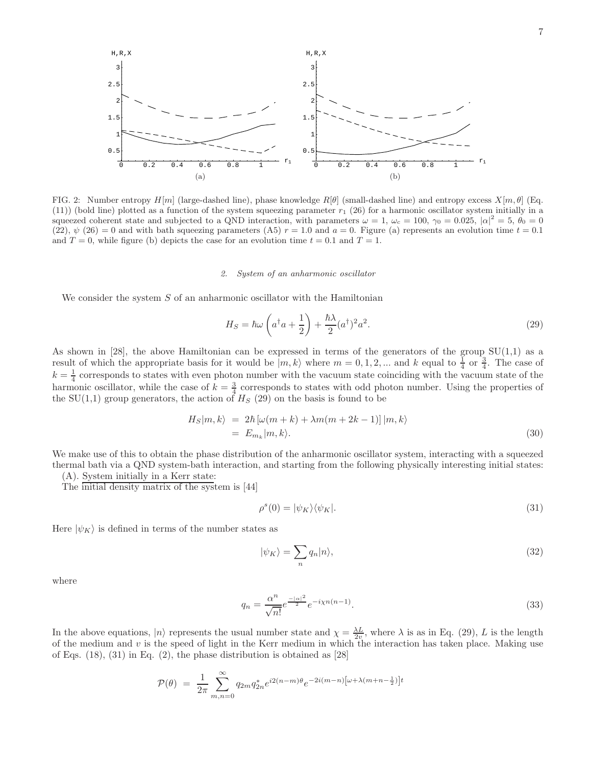FIG. 2: Number entropy $H[m]$ (large-dashed line), phase knowledge $R[\theta]$ (small-dashed line) and entropy excess $X[m,\theta]$ (Eq. (11)) (bold line) plotted as a function of the system squeezing parameter $r_1$ (26) for a harmonic oscillator system initially in a squeezed coherent state and subjected to a QND interaction, with parameters $\omega = 1$, $\omega_c = 100$, $\gamma_0 = 0.025$, $|\alpha|^2 = 5$, $\theta_0 = 0$ (22), $\psi$ (26) $= 0$ and with bath squeezing parameters (A5) $r = 1.0$ and $a = 0$. Figure (a) represents an evolution time $t = 0.1$ and $T = 0$, while figure (b) depicts the case for an evolution time $t = 0.1$ and $T = 1$.

### *2. System of an anharmonic oscillator*

We consider the system $S$ of an anharmonic oscillator with the Hamiltonian

$$H_S = \hbar\omega\left(a^\dagger a + \frac{1}{2}\right) + \frac{\hbar\lambda}{2}(a^\dagger)^2 a^2. \tag{29}$$

As shown in [28], the above Hamiltonian can be expressed in terms of the generators of the group SU(1,1) as a result of which the appropriate basis for it would be $|m, k\rangle$ where $m = 0, 1, 2, ...$ and $k$ equal to $\frac{1}{4}$ or $\frac{3}{4}$. The case of $k = \frac{1}{4}$ corresponds to states with even photon number with the vacuum state coinciding with the vacuum state of the harmonic oscillator, while the case of $k = \frac{3}{4}$ corresponds to states with odd photon number. Using the properties of the SU(1,1) group generators, the action of $H_S$ (29) on the basis is found to be

$$\begin{aligned} H_S|m,k\rangle &= 2\hbar\left[\omega(m+k) + \lambda m(m+2k-1)\right]|m,k\rangle \\ &= E_{m_k}|m,k\rangle. \end{aligned} \tag{30}$$

We make use of this to obtain the phase distribution of the anharmonic oscillator system, interacting with a squeezed thermal bath via a QND system-bath interaction, and starting from the following physically interesting initial states:

(A). System initially in a Kerr state:

The initial density matrix of the system is [44]

$$\rho^s(0) = |\psi_K\rangle\langle\psi_K|. \tag{31}$$

Here $|\psi_K\rangle$ is defined in terms of the number states as

$$|\psi_K\rangle = \sum_n q_n|n\rangle, \tag{32}$$

where

$$q_n = \frac{\alpha^n}{\sqrt{n!}} e^{\frac{-|\alpha|^2}{2}} e^{-i\chi n(n-1)}. \tag{33}$$

In the above equations, $|n\rangle$ represents the usual number state and $\chi = \frac{\lambda L}{2v}$, where $\lambda$ is as in Eq. (29), $L$ is the length of the medium and $v$ is the speed of light in the Kerr medium in which the interaction has taken place. Making use of Eqs. (18), (31) in Eq. (2), the phase distribution is obtained as [28]

$$\mathcal{P}(\theta) = \frac{1}{2\pi}\sum_{m,n=0}^{\infty} q_{2m}q_{2n}^* e^{i2(n-m)\theta} e^{-2i(m-n)\left[\omega + \lambda(m+n-\frac{1}{2})\right]t}$$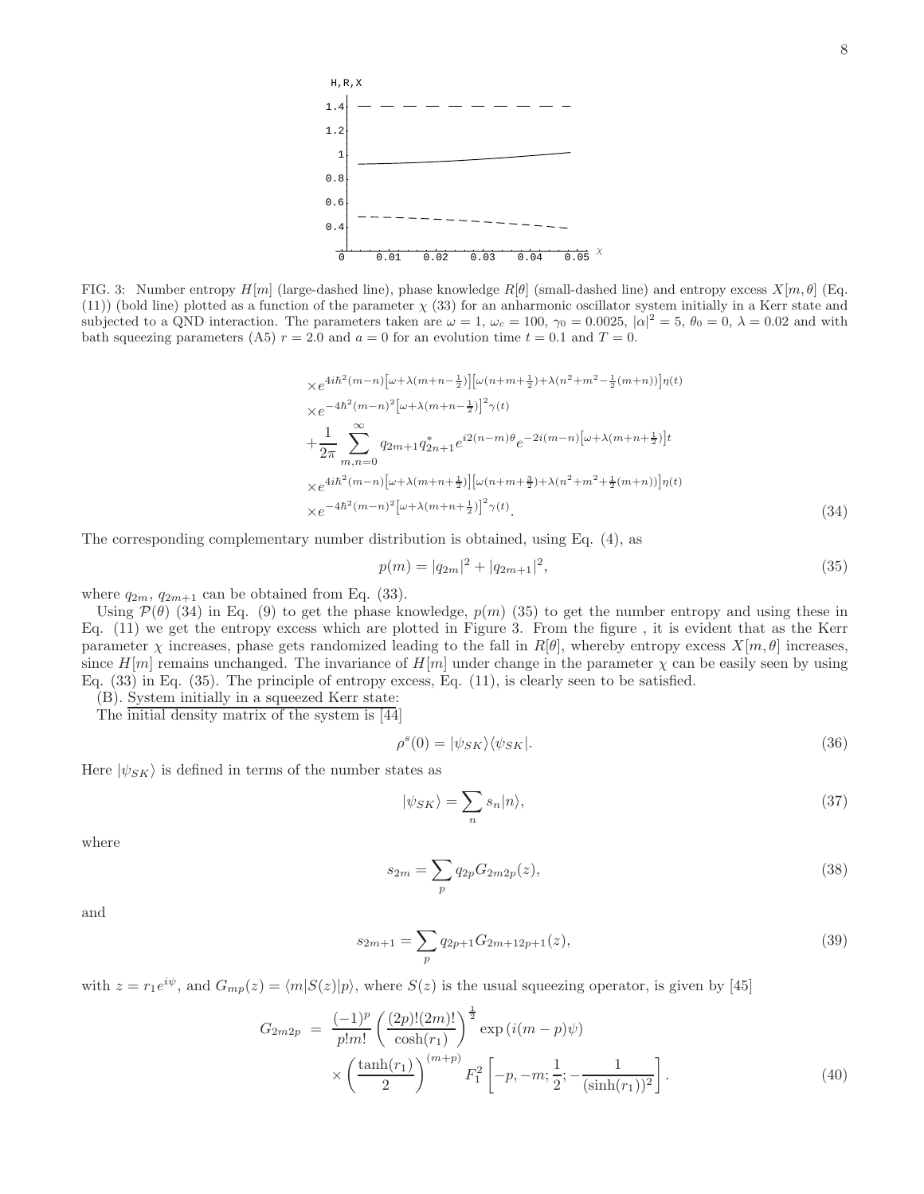FIG. 3: Number entropy $H[m]$ (large-dashed line), phase knowledge $R[\theta]$ (small-dashed line) and entropy excess $X[m,\theta]$ (Eq. (11)) (bold line) plotted as a function of the parameter $\chi$ (33) for an anharmonic oscillator system initially in a Kerr state and subjected to a QND interaction. The parameters taken are $\omega = 1$, $\omega_c = 100$, $\gamma_0 = 0.0025$, $|\alpha|^2 = 5$, $\theta_0 = 0$, $\lambda = 0.02$ and with bath squeezing parameters (A5) $r = 2.0$ and $a = 0$ for an evolution time $t = 0.1$ and $T = 0$.

$$
\begin{aligned}
&\times e^{4i\hbar^2(m-n)\left[\omega+\lambda(m+n-\frac{1}{2})\right]\left[\omega(n+m+\frac{1}{2})+\lambda(n^2+m^2-\frac{1}{2}(m+n))\right]\eta(t)} \\
&\times e^{-4\hbar^2(m-n)^2\left[\omega+\lambda(m+n-\frac{1}{2})\right]^2\gamma(t)} \\
&+\frac{1}{2\pi}\sum_{m,n=0}^{\infty} q_{2m+1}q_{2n+1}^{*}e^{i2(n-m)\theta}e^{-2i(m-n)\left[\omega+\lambda(m+n+\frac{1}{2})\right]t} \\
&\times e^{4i\hbar^2(m-n)\left[\omega+\lambda(m+n+\frac{1}{2})\right]\left[\omega(n+m+\frac{3}{2})+\lambda(n^2+m^2+\frac{1}{2}(m+n))\right]\eta(t)} \\
&\times e^{-4\hbar^2(m-n)^2\left[\omega+\lambda(m+n+\frac{1}{2})\right]^2\gamma(t)}.
\end{aligned} \tag{34}
$$

The corresponding complementary number distribution is obtained, using Eq. (4), as

$$
p(m) = |q_{2m}|^2 + |q_{2m+1}|^2, \tag{35}
$$

where $q_{2m}$, $q_{2m+1}$ can be obtained from Eq. (33).

Using $\mathcal{P}(\theta)$ (34) in Eq. (9) to get the phase knowledge, $p(m)$ (35) to get the number entropy and using these in Eq. (11) we get the entropy excess which are plotted in Figure 3. From the figure , it is evident that as the Kerr parameter $\chi$ increases, phase gets randomized leading to the fall in $R[\theta]$, whereby entropy excess $X[m,\theta]$ increases, since $H[m]$ remains unchanged. The invariance of $H[m]$ under change in the parameter $\chi$ can be easily seen by using Eq. (33) in Eq. (35). The principle of entropy excess, Eq. (11), is clearly seen to be satisfied.

(B). System initially in a squeezed Kerr state:

The initial density matrix of the system is [44]

$$
\rho^s(0) = |\psi_{SK}\rangle\langle\psi_{SK}|. \tag{36}
$$

Here $|\psi_{SK}\rangle$ is defined in terms of the number states as

$$
|\psi_{SK}\rangle = \sum_n s_n|n\rangle, \tag{37}
$$

where

$$
s_{2m} = \sum_p q_{2p}G_{2m2p}(z), \tag{38}
$$

and

$$
s_{2m+1} = \sum_p q_{2p+1}G_{2m+12p+1}(z), \tag{39}
$$

with $z = r_1 e^{i\psi}$, and $G_{mp}(z) = \langle m|S(z)|p\rangle$, where $S(z)$ is the usual squeezing operator, is given by [45]

$$
\begin{aligned}
G_{2m2p} &= \frac{(-1)^p}{p!m!}\left(\frac{(2p)!(2m)!}{\cosh(r_1)}\right)^{\frac{1}{2}}\exp\left(i(m-p)\psi\right) \\
&\times\left(\frac{\tanh(r_1)}{2}\right)^{(m+p)} F_1^2\left[-p,-m;\frac{1}{2};-\frac{1}{(\sinh(r_1))^2}\right].
\end{aligned} \tag{40}
$$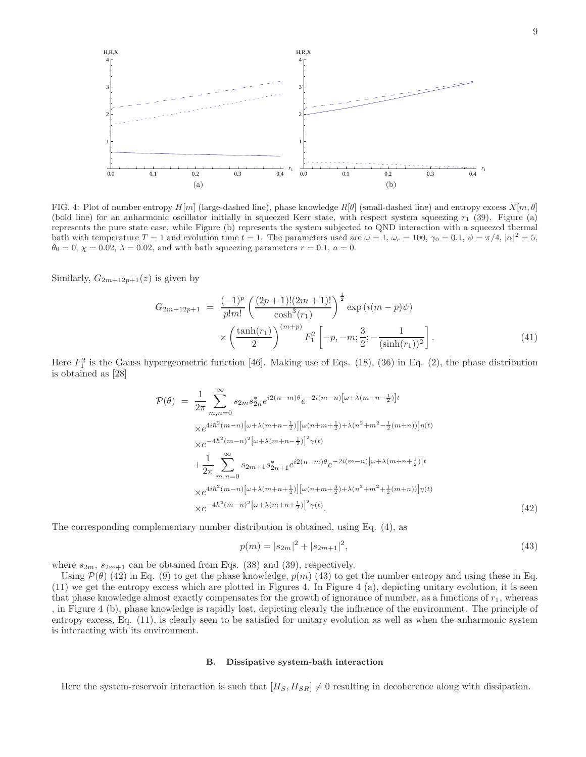FIG. 4: Plot of number entropy $H[m]$ (large-dashed line), phase knowledge $R[\theta]$ (small-dashed line) and entropy excess $X[m, \theta]$ (bold line) for an anharmonic oscillator initially in squeezed Kerr state, with respect system squeezing $r_1$ (39). Figure (a) represents the pure state case, while Figure (b) represents the system subjected to QND interaction with a squeezed thermal bath with temperature $T = 1$ and evolution time $t = 1$. The parameters used are $\omega = 1$, $\omega_c = 100$, $\gamma_0 = 0.1$, $\psi = \pi/4$, $|\alpha|^2 = 5$, $\theta_0 = 0$, $\chi = 0.02$, $\lambda = 0.02$, and with bath squeezing parameters $r = 0.1$, $a = 0$.

Similarly, $G_{2m+12p+1}(z)$ is given by

$$
\begin{aligned}
G_{2m+12p+1} &= \frac{(-1)^p}{p!m!}\left(\frac{(2p+1)!(2m+1)!}{\cosh^3(r_1)}\right)^{\frac{1}{2}} \exp\left(i(m-p)\psi\right) \\
&\times \left(\frac{\tanh(r_1)}{2}\right)^{(m+p)} F_1^2\left[-p, -m; \frac{3}{2}; -\frac{1}{(\sinh(r_1))^2}\right]. \qquad (41)
\end{aligned}
$$

Here $F_1^2$ is the Gauss hypergeometric function [46]. Making use of Eqs. (18), (36) in Eq. (2), the phase distribution is obtained as [28]

$$
\begin{aligned}
\mathcal{P}(\theta) &= \frac{1}{2\pi}\sum_{m,n=0}^{\infty} s_{2m}s_{2n}^* e^{i2(n-m)\theta} e^{-2i(m-n)\left[\omega+\lambda(m+n-\frac{1}{2})\right]t} \\
&\times e^{4i\hbar^2(m-n)\left[\omega+\lambda(m+n-\frac{1}{2})\right]\left[\omega(n+m+\frac{1}{2})+\lambda(n^2+m^2-\frac{1}{2}(m+n))\right]\eta(t)} \\
&\times e^{-4\hbar^2(m-n)^2\left[\omega+\lambda(m+n-\frac{1}{2})\right]^2\gamma(t)} \\
&+\frac{1}{2\pi}\sum_{m,n=0}^{\infty} s_{2m+1}s_{2n+1}^* e^{i2(n-m)\theta} e^{-2i(m-n)\left[\omega+\lambda(m+n+\frac{1}{2})\right]t} \\
&\times e^{4i\hbar^2(m-n)\left[\omega+\lambda(m+n+\frac{1}{2})\right]\left[\omega(n+m+\frac{3}{2})+\lambda(n^2+m^2+\frac{1}{2}(m+n))\right]\eta(t)} \\
&\times e^{-4\hbar^2(m-n)^2\left[\omega+\lambda(m+n+\frac{1}{2})\right]^2\gamma(t)}. \qquad (42)
\end{aligned}
$$

The corresponding complementary number distribution is obtained, using Eq. (4), as

$$
p(m) = |s_{2m}|^2 + |s_{2m+1}|^2, \qquad (43)
$$

where $s_{2m}$, $s_{2m+1}$ can be obtained from Eqs. (38) and (39), respectively.

Using $\mathcal{P}(\theta)$ (42) in Eq. (9) to get the phase knowledge, $p(m)$ (43) to get the number entropy and using these in Eq. (11) we get the entropy excess which are plotted in Figures 4. In Figure 4 (a), depicting unitary evolution, it is seen that phase knowledge almost exactly compensates for the growth of ignorance of number, as a functions of $r_1$, whereas , in Figure 4 (b), phase knowledge is rapidly lost, depicting clearly the influence of the environment. The principle of entropy excess, Eq. (11), is clearly seen to be satisfied for unitary evolution as well as when the anharmonic system is interacting with its environment.

### B. Dissipative system-bath interaction

Here the system-reservoir interaction is such that $[H_S, H_{SR}] \neq 0$ resulting in decoherence along with dissipation.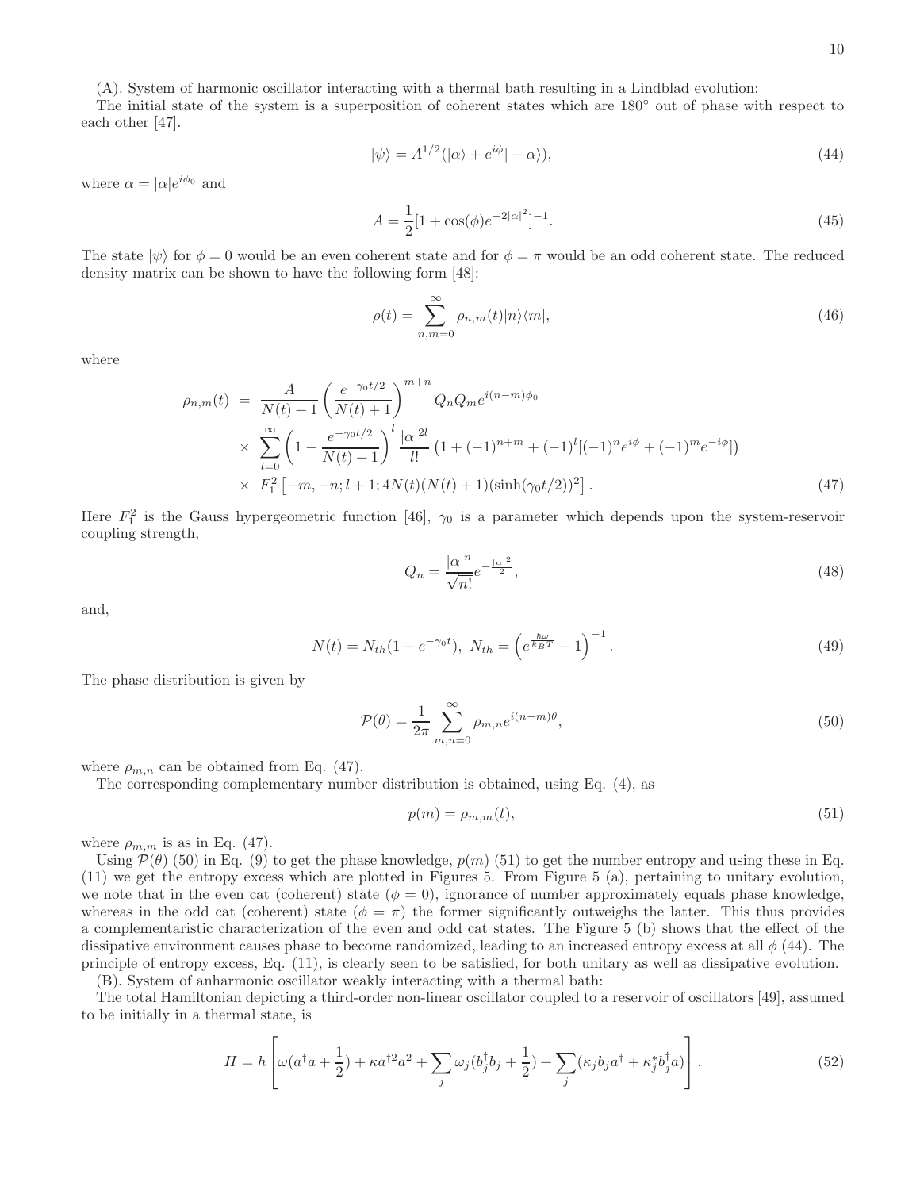(A). System of harmonic oscillator interacting with a thermal bath resulting in a Lindblad evolution:

The initial state of the system is a superposition of coherent states which are $180^\circ$ out of phase with respect to each other [47].

$$|\psi\rangle = A^{1/2}(|\alpha\rangle + e^{i\phi}|-\alpha\rangle), \tag{44}$$

where $\alpha = |\alpha|e^{i\phi_0}$ and

$$A = \frac{1}{2}[1 + \cos(\phi)e^{-2|\alpha|^2}]^{-1}. \tag{45}$$

The state $|\psi\rangle$ for $\phi = 0$ would be an even coherent state and for $\phi = \pi$ would be an odd coherent state. The reduced density matrix can be shown to have the following form [48]:

$$\rho(t) = \sum_{n,m=0}^{\infty} \rho_{n,m}(t)|n\rangle\langle m|, \tag{46}$$

where

$$\begin{aligned}
\rho_{n,m}(t) &= \frac{A}{N(t)+1}\left(\frac{e^{-\gamma_0 t/2}}{N(t)+1}\right)^{m+n} Q_n Q_m e^{i(n-m)\phi_0} \\
&\times \sum_{l=0}^{\infty}\left(1 - \frac{e^{-\gamma_0 t/2}}{N(t)+1}\right)^{l} \frac{|\alpha|^{2l}}{l!}\left(1 + (-1)^{n+m} + (-1)^l[(-1)^n e^{i\phi} + (-1)^m e^{-i\phi}]\right) \\
&\times F_1^2\left[-m, -n; l+1; 4N(t)(N(t)+1)(\sinh(\gamma_0 t/2))^2\right].
\end{aligned} \tag{47}$$

Here $F_1^2$ is the Gauss hypergeometric function [46], $\gamma_0$ is a parameter which depends upon the system-reservoir coupling strength,

$$Q_n = \frac{|\alpha|^n}{\sqrt{n!}}e^{-\frac{|\alpha|^2}{2}}, \tag{48}$$

and,

$$N(t) = N_{th}(1 - e^{-\gamma_0 t}),\ N_{th} = \left(e^{\frac{\hbar\omega}{k_B T}} - 1\right)^{-1}. \tag{49}$$

The phase distribution is given by

$$\mathcal{P}(\theta) = \frac{1}{2\pi}\sum_{m,n=0}^{\infty} \rho_{m,n} e^{i(n-m)\theta}, \tag{50}$$

where $\rho_{m,n}$ can be obtained from Eq. (47).

The corresponding complementary number distribution is obtained, using Eq. (4), as

$$p(m) = \rho_{m,m}(t), \tag{51}$$

where $\rho_{m,m}$ is as in Eq. (47).

Using $\mathcal{P}(\theta)$ (50) in Eq. (9) to get the phase knowledge, $p(m)$ (51) to get the number entropy and using these in Eq. (11) we get the entropy excess which are plotted in Figures 5. From Figure 5 (a), pertaining to unitary evolution, we note that in the even cat (coherent) state ($\phi = 0$), ignorance of number approximately equals phase knowledge, whereas in the odd cat (coherent) state ($\phi = \pi$) the former significantly outweighs the latter. This thus provides a complementaristic characterization of the even and odd cat states. The Figure 5 (b) shows that the effect of the dissipative environment causes phase to become randomized, leading to an increased entropy excess at all $\phi$ (44). The principle of entropy excess, Eq. (11), is clearly seen to be satisfied, for both unitary as well as dissipative evolution.

(B). System of anharmonic oscillator weakly interacting with a thermal bath:

The total Hamiltonian depicting a third-order non-linear oscillator coupled to a reservoir of oscillators [49], assumed to be initially in a thermal state, is

$$H = \hbar\left[\omega(a^\dagger a + \frac{1}{2}) + \kappa a^{\dagger 2}a^2 + \sum_j \omega_j(b_j^\dagger b_j + \frac{1}{2}) + \sum_j(\kappa_j b_j a^\dagger + \kappa_j^* b_j^\dagger a)\right]. \tag{52}$$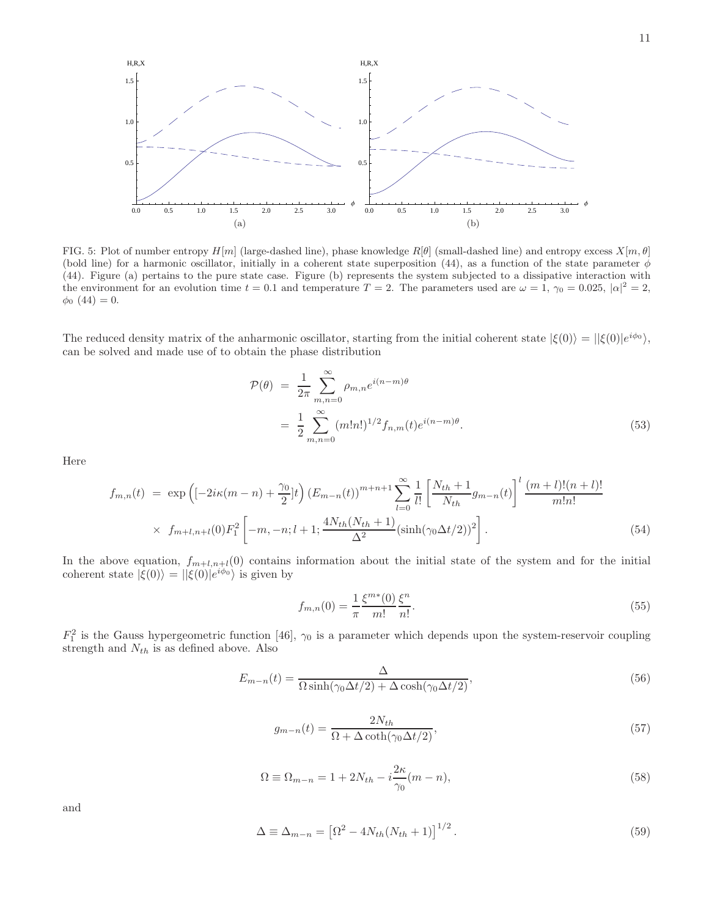FIG. 5: Plot of number entropy $H[m]$ (large-dashed line), phase knowledge $R[\theta]$ (small-dashed line) and entropy excess $X[m,\theta]$ (bold line) for a harmonic oscillator, initially in a coherent state superposition (44), as a function of the state parameter $\phi$ (44). Figure (a) pertains to the pure state case. Figure (b) represents the system subjected to a dissipative interaction with the environment for an evolution time $t = 0.1$ and temperature $T = 2$. The parameters used are $\omega = 1$, $\gamma_0 = 0.025$, $|\alpha|^2 = 2$, $\phi_0$ (44) $= 0$.

The reduced density matrix of the anharmonic oscillator, starting from the initial coherent state $|\xi(0)\rangle = ||\xi(0)|e^{i\phi_0}\rangle$, can be solved and made use of to obtain the phase distribution

$$
\begin{aligned}
\mathcal{P}(\theta) &= \frac{1}{2\pi}\sum_{m,n=0}^{\infty}\rho_{m,n}e^{i(n-m)\theta} \\
&= \frac{1}{2}\sum_{m,n=0}^{\infty}(m!n!)^{1/2}f_{n,m}(t)e^{i(n-m)\theta}.
\end{aligned}
\tag{53}
$$

Here

$$
\begin{aligned}
f_{m,n}(t) &= \exp\left([-2i\kappa(m-n)+\frac{\gamma_0}{2}]t\right)\left(E_{m-n}(t)\right)^{m+n+1}\sum_{l=0}^{\infty}\frac{1}{l!}\left[\frac{N_{th}+1}{N_{th}}g_{m-n}(t)\right]^{l}\frac{(m+l)!(n+l)!}{m!n!} \\
&\times\ f_{m+l,n+l}(0)F_1^2\left[-m,-n;l+1;\frac{4N_{th}(N_{th}+1)}{\Delta^2}(\sinh(\gamma_0\Delta t/2))^2\right].
\end{aligned}
\tag{54}
$$

In the above equation, $f_{m+l,n+l}(0)$ contains information about the initial state of the system and for the initial coherent state $|\xi(0)\rangle = ||\xi(0)|e^{i\phi_0}\rangle$ is given by

$$
f_{m,n}(0) = \frac{1}{\pi}\frac{\xi^{m*}(0)}{m!}\frac{\xi^n}{n!}.
\tag{55}
$$

$F_1^2$ is the Gauss hypergeometric function [46], $\gamma_0$ is a parameter which depends upon the system-reservoir coupling strength and $N_{th}$ is as defined above. Also

$$
E_{m-n}(t) = \frac{\Delta}{\Omega\sinh(\gamma_0\Delta t/2)+\Delta\cosh(\gamma_0\Delta t/2)},
\tag{56}
$$

$$
g_{m-n}(t) = \frac{2N_{th}}{\Omega+\Delta\coth(\gamma_0\Delta t/2)},
\tag{57}
$$

$$
\Omega \equiv \Omega_{m-n} = 1+2N_{th}-i\frac{2\kappa}{\gamma_0}(m-n),
\tag{58}
$$

and

$$
\Delta \equiv \Delta_{m-n} = \left[\Omega^2-4N_{th}(N_{th}+1)\right]^{1/2}.
\tag{59}
$$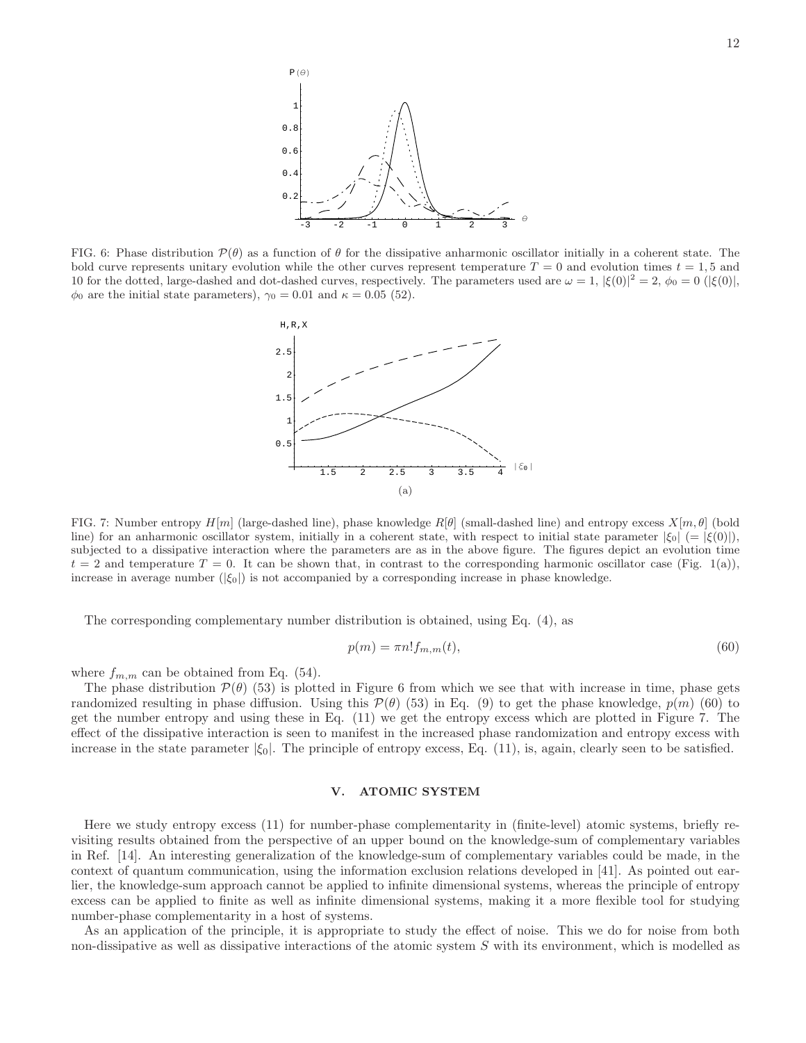FIG. 6: Phase distribution $\mathcal{P}(\theta)$ as a function of $\theta$ for the dissipative anharmonic oscillator initially in a coherent state. The bold curve represents unitary evolution while the other curves represent temperature $T = 0$ and evolution times $t = 1, 5$ and 10 for the dotted, large-dashed and dot-dashed curves, respectively. The parameters used are $\omega = 1$, $|\xi(0)|^2 = 2$, $\phi_0 = 0$ ($|\xi(0)|$, $\phi_0$ are the initial state parameters), $\gamma_0 = 0.01$ and $\kappa = 0.05$ (52).

(a)

FIG. 7: Number entropy $H[m]$ (large-dashed line), phase knowledge $R[\theta]$ (small-dashed line) and entropy excess $X[m, \theta]$ (bold line) for an anharmonic oscillator system, initially in a coherent state, with respect to initial state parameter $|\xi_0|$ ($= |\xi(0)|$), subjected to a dissipative interaction where the parameters are as in the above figure. The figures depict an evolution time $t = 2$ and temperature $T = 0$. It can be shown that, in contrast to the corresponding harmonic oscillator case (Fig. 1(a)), increase in average number ($|\xi_0|$) is not accompanied by a corresponding increase in phase knowledge.

The corresponding complementary number distribution is obtained, using Eq. (4), as

$$p(m) = \pi n! f_{m,m}(t), \tag{60}$$

where $f_{m,m}$ can be obtained from Eq. (54).

The phase distribution $\mathcal{P}(\theta)$ (53) is plotted in Figure 6 from which we see that with increase in time, phase gets randomized resulting in phase diffusion. Using this $\mathcal{P}(\theta)$ (53) in Eq. (9) to get the phase knowledge, $p(m)$ (60) to get the number entropy and using these in Eq. (11) we get the entropy excess which are plotted in Figure 7. The effect of the dissipative interaction is seen to manifest in the increased phase randomization and entropy excess with increase in the state parameter $|\xi_0|$. The principle of entropy excess, Eq. (11), is, again, clearly seen to be satisfied.

## V. ATOMIC SYSTEM

Here we study entropy excess (11) for number-phase complementarity in (finite-level) atomic systems, briefly revisiting results obtained from the perspective of an upper bound on the knowledge-sum of complementary variables in Ref. [14]. An interesting generalization of the knowledge-sum of complementary variables could be made, in the context of quantum communication, using the information exclusion relations developed in [41]. As pointed out earlier, the knowledge-sum approach cannot be applied to infinite dimensional systems, whereas the principle of entropy excess can be applied to finite as well as infinite dimensional systems, making it a more flexible tool for studying number-phase complementarity in a host of systems.

As an application of the principle, it is appropriate to study the effect of noise. This we do for noise from both non-dissipative as well as dissipative interactions of the atomic system $S$ with its environment, which is modelled as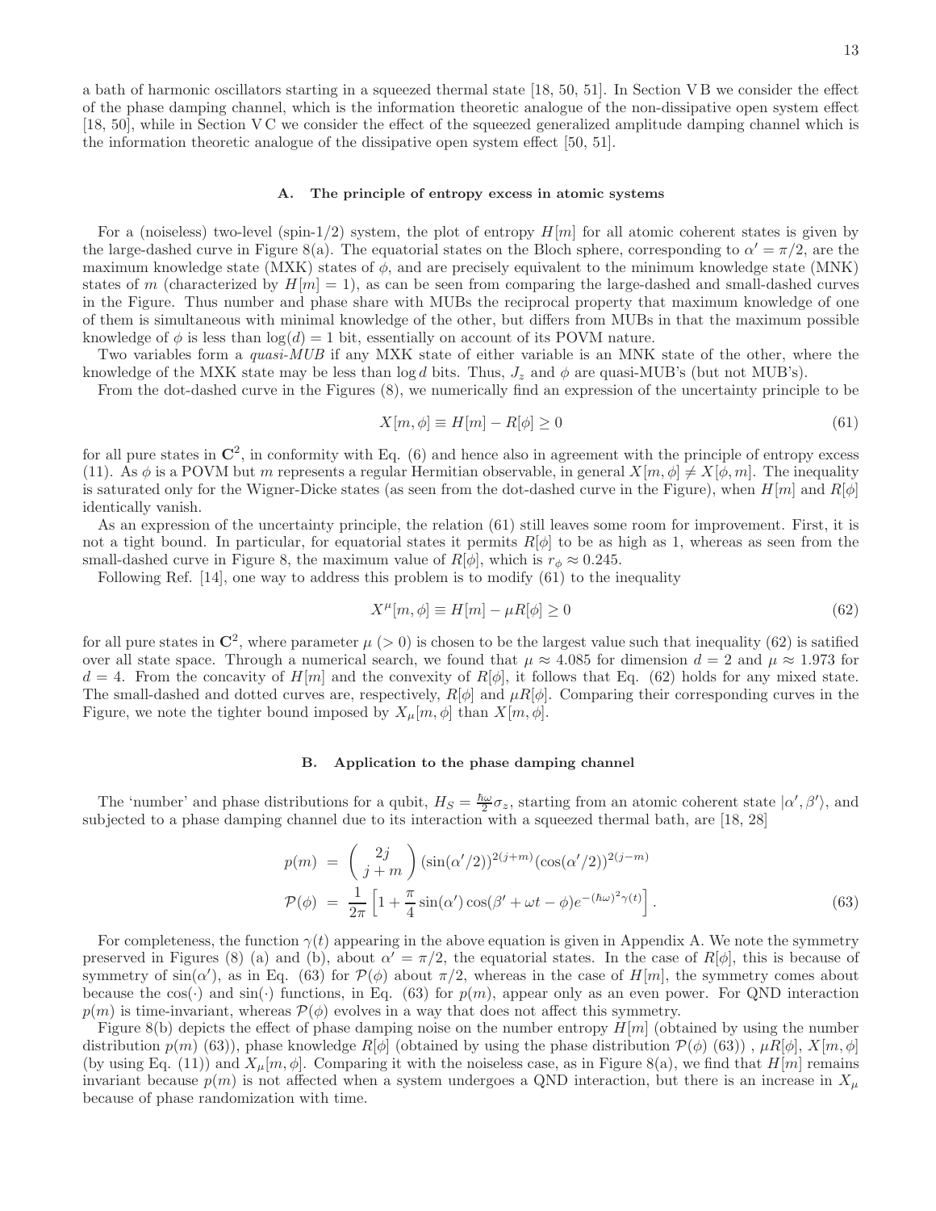a bath of harmonic oscillators starting in a squeezed thermal state [18, 50, 51]. In Section V B we consider the effect of the phase damping channel, which is the information theoretic analogue of the non-dissipative open system effect [18, 50], while in Section V C we consider the effect of the squeezed generalized amplitude damping channel which is the information theoretic analogue of the dissipative open system effect [50, 51].

### A. The principle of entropy excess in atomic systems

For a (noiseless) two-level (spin-1/2) system, the plot of entropy $H[m]$ for all atomic coherent states is given by the large-dashed curve in Figure 8(a). The equatorial states on the Bloch sphere, corresponding to $\alpha' = \pi/2$, are the maximum knowledge state (MXK) states of $\phi$, and are precisely equivalent to the minimum knowledge state (MNK) states of $m$ (characterized by $H[m] = 1$), as can be seen from comparing the large-dashed and small-dashed curves in the Figure. Thus number and phase share with MUBs the reciprocal property that maximum knowledge of one of them is simultaneous with minimal knowledge of the other, but differs from MUBs in that the maximum possible knowledge of $\phi$ is less than $\log(d) = 1$ bit, essentially on account of its POVM nature.

Two variables form a *quasi-MUB* if any MXK state of either variable is an MNK state of the other, where the knowledge of the MXK state may be less than $\log d$ bits. Thus, $J_z$ and $\phi$ are quasi-MUB's (but not MUB's).

From the dot-dashed curve in the Figures (8), we numerically find an expression of the uncertainty principle to be

$$X[m, \phi] \equiv H[m] - R[\phi] \geq 0 \tag{61}$$

for all pure states in $\mathbf{C}^2$, in conformity with Eq. (6) and hence also in agreement with the principle of entropy excess (11). As $\phi$ is a POVM but $m$ represents a regular Hermitian observable, in general $X[m, \phi] \neq X[\phi, m]$. The inequality is saturated only for the Wigner-Dicke states (as seen from the dot-dashed curve in the Figure), when $H[m]$ and $R[\phi]$ identically vanish.

As an expression of the uncertainty principle, the relation (61) still leaves some room for improvement. First, it is not a tight bound. In particular, for equatorial states it permits $R[\phi]$ to be as high as 1, whereas as seen from the small-dashed curve in Figure 8, the maximum value of $R[\phi]$, which is $r_\phi \approx 0.245$.

Following Ref. [14], one way to address this problem is to modify (61) to the inequality

$$X^\mu[m, \phi] \equiv H[m] - \mu R[\phi] \geq 0 \tag{62}$$

for all pure states in $\mathbf{C}^2$, where parameter $\mu$ ($> 0$) is chosen to be the largest value such that inequality (62) is satified over all state space. Through a numerical search, we found that $\mu \approx 4.085$ for dimension $d = 2$ and $\mu \approx 1.973$ for $d = 4$. From the concavity of $H[m]$ and the convexity of $R[\phi]$, it follows that Eq. (62) holds for any mixed state. The small-dashed and dotted curves are, respectively, $R[\phi]$ and $\mu R[\phi]$. Comparing their corresponding curves in the Figure, we note the tighter bound imposed by $X_\mu[m, \phi]$ than $X[m, \phi]$.

### B. Application to the phase damping channel

The 'number' and phase distributions for a qubit, $H_S = \frac{\hbar\omega}{2}\sigma_z$, starting from an atomic coherent state $|\alpha', \beta'\rangle$, and subjected to a phase damping channel due to its interaction with a squeezed thermal bath, are [18, 28]

$$\begin{aligned} p(m) &= \begin{pmatrix} 2j \\ j+m \end{pmatrix} (\sin(\alpha'/2))^{2(j+m)} (\cos(\alpha'/2))^{2(j-m)} \\ \mathcal{P}(\phi) &= \frac{1}{2\pi}\left[1 + \frac{\pi}{4}\sin(\alpha')\cos(\beta' + \omega t - \phi) e^{-(\hbar\omega)^2\gamma(t)}\right]. \end{aligned} \tag{63}$$

For completeness, the function $\gamma(t)$ appearing in the above equation is given in Appendix A. We note the symmetry preserved in Figures (8) (a) and (b), about $\alpha' = \pi/2$, the equatorial states. In the case of $R[\phi]$, this is because of symmetry of $\sin(\alpha')$, as in Eq. (63) for $\mathcal{P}(\phi)$ about $\pi/2$, whereas in the case of $H[m]$, the symmetry comes about because the $\cos(\cdot)$ and $\sin(\cdot)$ functions, in Eq. (63) for $p(m)$, appear only as an even power. For QND interaction $p(m)$ is time-invariant, whereas $\mathcal{P}(\phi)$ evolves in a way that does not affect this symmetry.

Figure 8(b) depicts the effect of phase damping noise on the number entropy $H[m]$ (obtained by using the number distribution $p(m)$ (63)), phase knowledge $R[\phi]$ (obtained by using the phase distribution $\mathcal{P}(\phi)$ (63)) , $\mu R[\phi]$, $X[m, \phi]$ (by using Eq. (11)) and $X_\mu[m, \phi]$. Comparing it with the noiseless case, as in Figure 8(a), we find that $H[m]$ remains invariant because $p(m)$ is not affected when a system undergoes a QND interaction, but there is an increase in $X_\mu$ because of phase randomization with time.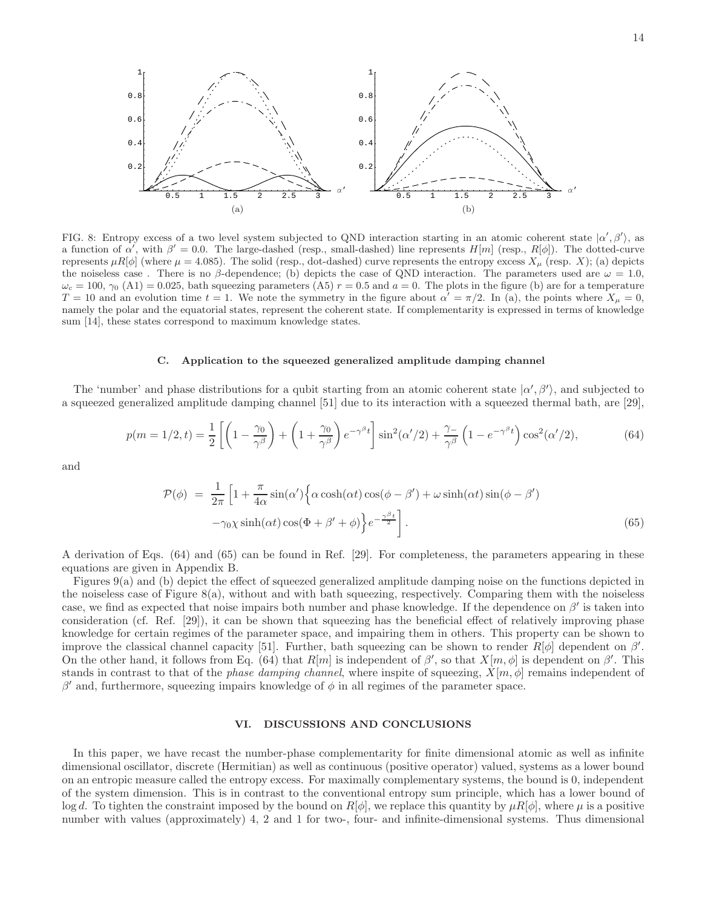FIG. 8: Entropy excess of a two level system subjected to QND interaction starting in an atomic coherent state $|\alpha', \beta'\rangle$, as a function of $\alpha'$, with $\beta' = 0.0$. The large-dashed (resp., small-dashed) line represents $H[m]$ (resp., $R[\phi]$). The dotted-curve represents $\mu R[\phi]$ (where $\mu = 4.085$). The solid (resp., dot-dashed) curve represents the entropy excess $X_\mu$ (resp. $X$); (a) depicts the noiseless case . There is no $\beta$-dependence; (b) depicts the case of QND interaction. The parameters used are $\omega = 1.0$, $\omega_c = 100$, $\gamma_0$ (A1) = 0.025, bath squeezing parameters (A5) $r = 0.5$ and $a = 0$. The plots in the figure (b) are for a temperature $T = 10$ and an evolution time $t = 1$. We note the symmetry in the figure about $\alpha' = \pi/2$. In (a), the points where $X_\mu = 0$, namely the polar and the equatorial states, represent the coherent state. If complementarity is expressed in terms of knowledge sum [14], these states correspond to maximum knowledge states.

### C. Application to the squeezed generalized amplitude damping channel

The 'number' and phase distributions for a qubit starting from an atomic coherent state $|\alpha', \beta'\rangle$, and subjected to a squeezed generalized amplitude damping channel [51] due to its interaction with a squeezed thermal bath, are [29],

$$p(m = 1/2, t) = \frac{1}{2}\left[\left(1 - \frac{\gamma_0}{\gamma^\beta}\right) + \left(1 + \frac{\gamma_0}{\gamma^\beta}\right)e^{-\gamma^\beta t}\right]\sin^2(\alpha'/2) + \frac{\gamma_-}{\gamma^\beta}\left(1 - e^{-\gamma^\beta t}\right)\cos^2(\alpha'/2), \tag{64}$$

and

$$\begin{aligned}\mathcal{P}(\phi) &= \frac{1}{2\pi}\left[1 + \frac{\pi}{4\alpha}\sin(\alpha')\Big\{\alpha\cosh(\alpha t)\cos(\phi - \beta') + \omega\sinh(\alpha t)\sin(\phi - \beta')\right. \\ &\left. -\gamma_0\chi\sinh(\alpha t)\cos(\Phi + \beta' + \phi)\Big\}e^{-\frac{\gamma^\beta t}{2}}\right].\end{aligned} \tag{65}$$

A derivation of Eqs. (64) and (65) can be found in Ref. [29]. For completeness, the parameters appearing in these equations are given in Appendix B.

Figures 9(a) and (b) depict the effect of squeezed generalized amplitude damping noise on the functions depicted in the noiseless case of Figure 8(a), without and with bath squeezing, respectively. Comparing them with the noiseless case, we find as expected that noise impairs both number and phase knowledge. If the dependence on $\beta'$ is taken into consideration (cf. Ref. [29]), it can be shown that squeezing has the beneficial effect of relatively improving phase knowledge for certain regimes of the parameter space, and impairing them in others. This property can be shown to improve the classical channel capacity [51]. Further, bath squeezing can be shown to render $R[\phi]$ dependent on $\beta'$. On the other hand, it follows from Eq. (64) that $R[m]$ is independent of $\beta'$, so that $X[m, \phi]$ is dependent on $\beta'$. This stands in contrast to that of the *phase damping channel*, where inspite of squeezing, $X[m, \phi]$ remains independent of $\beta'$ and, furthermore, squeezing impairs knowledge of $\phi$ in all regimes of the parameter space.

## VI. DISCUSSIONS AND CONCLUSIONS

In this paper, we have recast the number-phase complementarity for finite dimensional atomic as well as infinite dimensional oscillator, discrete (Hermitian) as well as continuous (positive operator) valued, systems as a lower bound on an entropic measure called the entropy excess. For maximally complementary systems, the bound is 0, independent of the system dimension. This is in contrast to the conventional entropy sum principle, which has a lower bound of $\log d$. To tighten the constraint imposed by the bound on $R[\phi]$, we replace this quantity by $\mu R[\phi]$, where $\mu$ is a positive number with values (approximately) 4, 2 and 1 for two-, four- and infinite-dimensional systems. Thus dimensional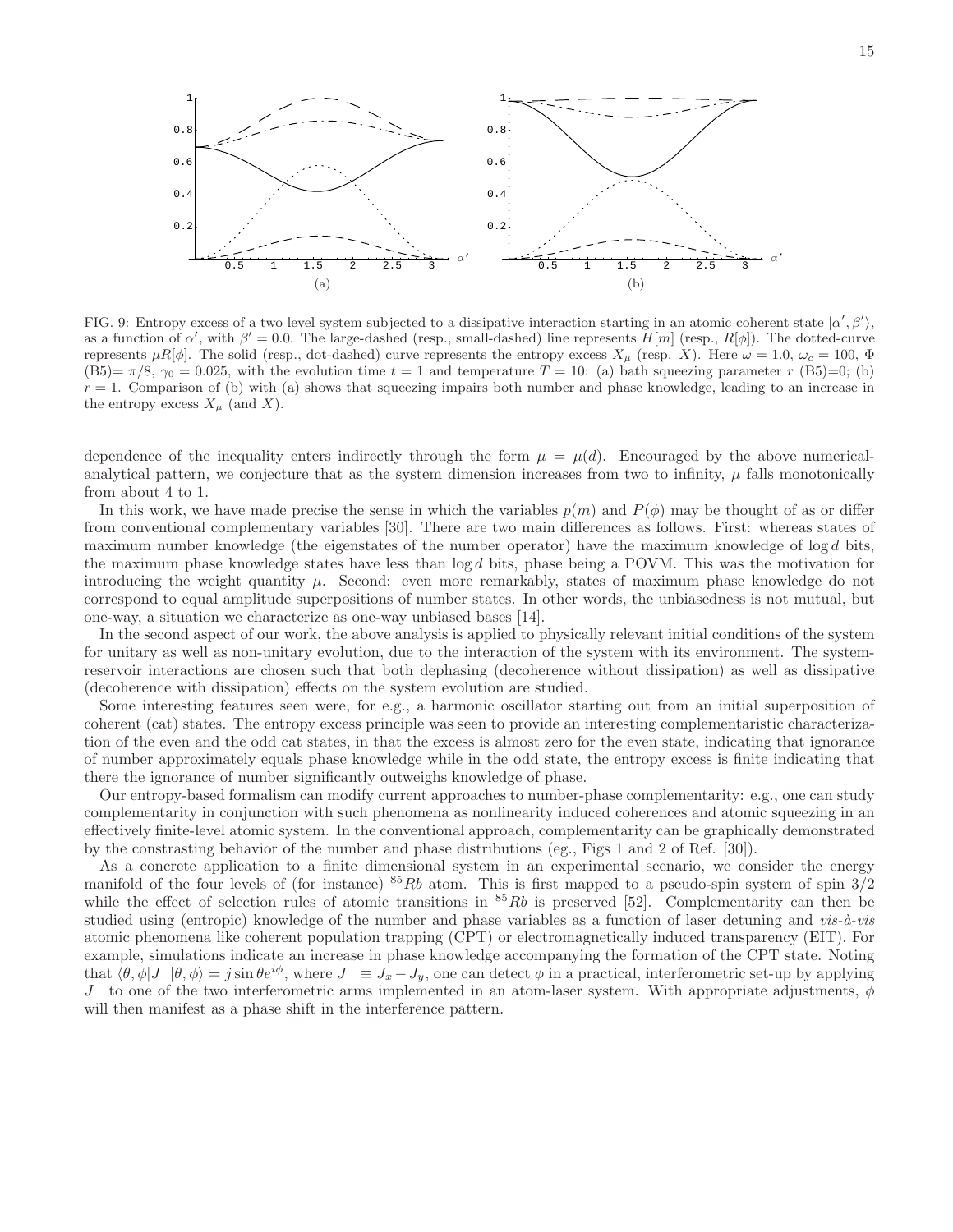FIG. 9: Entropy excess of a two level system subjected to a dissipative interaction starting in an atomic coherent state $|\alpha', \beta'\rangle$, as a function of $\alpha'$, with $\beta' = 0.0$. The large-dashed (resp., small-dashed) line represents $H[m]$ (resp., $R[\phi]$). The dotted-curve represents $\mu R[\phi]$. The solid (resp., dot-dashed) curve represents the entropy excess $X_\mu$ (resp. $X$). Here $\omega = 1.0$, $\omega_c = 100$, $\Phi$ (B5)$= \pi/8$, $\gamma_0 = 0.025$, with the evolution time $t = 1$ and temperature $T = 10$: (a) bath squeezing parameter $r$ (B5)=0; (b) $r = 1$. Comparison of (b) with (a) shows that squeezing impairs both number and phase knowledge, leading to an increase in the entropy excess $X_\mu$ (and $X$).

dependence of the inequality enters indirectly through the form $\mu = \mu(d)$. Encouraged by the above numerical-analytical pattern, we conjecture that as the system dimension increases from two to infinity, $\mu$ falls monotonically from about 4 to 1.

In this work, we have made precise the sense in which the variables $p(m)$ and $P(\phi)$ may be thought of as or differ from conventional complementary variables [30]. There are two main differences as follows. First: whereas states of maximum number knowledge (the eigenstates of the number operator) have the maximum knowledge of $\log d$ bits, the maximum phase knowledge states have less than $\log d$ bits, phase being a POVM. This was the motivation for introducing the weight quantity $\mu$. Second: even more remarkably, states of maximum phase knowledge do not correspond to equal amplitude superpositions of number states. In other words, the unbiasedness is not mutual, but one-way, a situation we characterize as one-way unbiased bases [14].

In the second aspect of our work, the above analysis is applied to physically relevant initial conditions of the system for unitary as well as non-unitary evolution, due to the interaction of the system with its environment. The system-reservoir interactions are chosen such that both dephasing (decoherence without dissipation) as well as dissipative (decoherence with dissipation) effects on the system evolution are studied.

Some interesting features seen were, for e.g., a harmonic oscillator starting out from an initial superposition of coherent (cat) states. The entropy excess principle was seen to provide an interesting complementaristic characterization of the even and the odd cat states, in that the excess is almost zero for the even state, indicating that ignorance of number approximately equals phase knowledge while in the odd state, the entropy excess is finite indicating that there the ignorance of number significantly outweighs knowledge of phase.

Our entropy-based formalism can modify current approaches to number-phase complementarity: e.g., one can study complementarity in conjunction with such phenomena as nonlinearity induced coherences and atomic squeezing in an effectively finite-level atomic system. In the conventional approach, complementarity can be graphically demonstrated by the constrasting behavior of the number and phase distributions (eg., Figs 1 and 2 of Ref. [30]).

As a concrete application to a finite dimensional system in an experimental scenario, we consider the energy manifold of the four levels of (for instance) $^{85}Rb$ atom. This is first mapped to a pseudo-spin system of spin 3/2 while the effect of selection rules of atomic transitions in $^{85}Rb$ is preserved [52]. Complementarity can then be studied using (entropic) knowledge of the number and phase variables as a function of laser detuning and *vis-à-vis* atomic phenomena like coherent population trapping (CPT) or electromagnetically induced transparency (EIT). For example, simulations indicate an increase in phase knowledge accompanying the formation of the CPT state. Noting that $\langle\theta, \phi|J_-|\theta, \phi\rangle = j\sin\theta e^{i\phi}$, where $J_- \equiv J_x - J_y$, one can detect $\phi$ in a practical, interferometric set-up by applying $J_-$ to one of the two interferometric arms implemented in an atom-laser system. With appropriate adjustments, $\phi$ will then manifest as a phase shift in the interference pattern.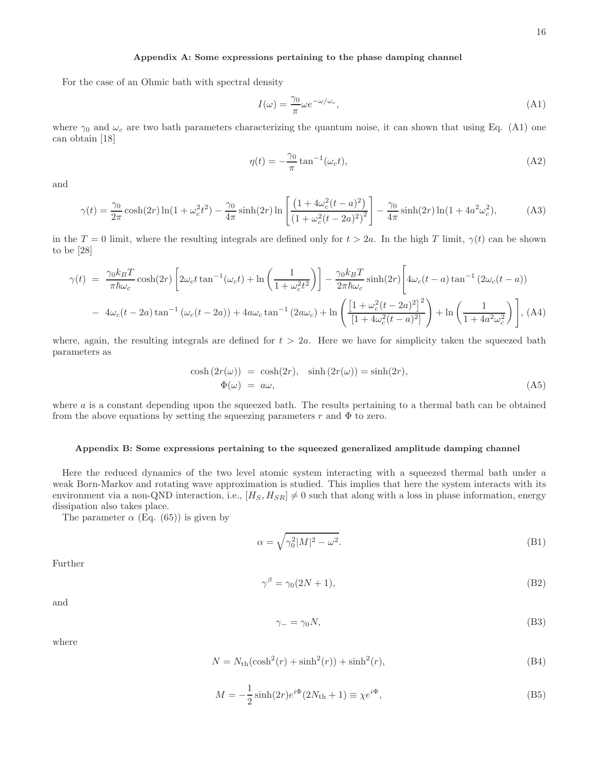### Appendix A: Some expressions pertaining to the phase damping channel

For the case of an Ohmic bath with spectral density

$$I(\omega) = \frac{\gamma_0}{\pi}\omega e^{-\omega/\omega_c}, \tag{A1}$$

where $\gamma_0$ and $\omega_c$ are two bath parameters characterizing the quantum noise, it can shown that using Eq. (A1) one can obtain [18]

$$\eta(t) = -\frac{\gamma_0}{\pi}\tan^{-1}(\omega_c t), \tag{A2}$$

and

$$\gamma(t) = \frac{\gamma_0}{2\pi}\cosh(2r)\ln(1+\omega_c^2 t^2) - \frac{\gamma_0}{4\pi}\sinh(2r)\ln\left[\frac{\left(1+4\omega_c^2(t-a)^2\right)}{\left(1+\omega_c^2(t-2a)^2\right)^2}\right] - \frac{\gamma_0}{4\pi}\sinh(2r)\ln(1+4a^2\omega_c^2), \tag{A3}$$

in the $T=0$ limit, where the resulting integrals are defined only for $t > 2a$. In the high $T$ limit, $\gamma(t)$ can be shown to be [28]

$$\begin{aligned}
\gamma(t) \;=\; & \frac{\gamma_0 k_B T}{\pi\hbar\omega_c}\cosh(2r)\left[2\omega_c t\tan^{-1}(\omega_c t) + \ln\left(\frac{1}{1+\omega_c^2 t^2}\right)\right] - \frac{\gamma_0 k_B T}{2\pi\hbar\omega_c}\sinh(2r)\Bigg[4\omega_c(t-a)\tan^{-1}\left(2\omega_c(t-a)\right) \\
& - \; 4\omega_c(t-2a)\tan^{-1}\left(\omega_c(t-2a)\right) + 4a\omega_c\tan^{-1}\left(2a\omega_c\right) + \ln\left(\frac{\left[1+\omega_c^2(t-2a)^2\right]^2}{\left[1+4\omega_c^2(t-a)^2\right]}\right) + \ln\left(\frac{1}{1+4a^2\omega_c^2}\right)\Bigg],
\end{aligned} \tag{A4}$$

where, again, the resulting integrals are defined for $t > 2a$. Here we have for simplicity taken the squeezed bath parameters as

$$\begin{aligned}
\cosh\left(2r(\omega)\right) &= \cosh(2r), \quad \sinh\left(2r(\omega)\right) = \sinh(2r), \\
\Phi(\omega) &= a\omega,
\end{aligned} \tag{A5}$$

where $a$ is a constant depending upon the squeezed bath. The results pertaining to a thermal bath can be obtained from the above equations by setting the squeezing parameters $r$ and $\Phi$ to zero.

### Appendix B: Some expressions pertaining to the squeezed generalized amplitude damping channel

Here the reduced dynamics of the two level atomic system interacting with a squeezed thermal bath under a weak Born-Markov and rotating wave approximation is studied. This implies that here the system interacts with its environment via a non-QND interaction, i.e., $[H_S, H_{SR}] \neq 0$ such that along with a loss in phase information, energy dissipation also takes place.

The parameter $\alpha$ (Eq. (65)) is given by

$$\alpha = \sqrt{\gamma_0^2|M|^2 - \omega^2}. \tag{B1}$$

Further

$$\gamma^\beta = \gamma_0(2N+1), \tag{B2}$$

and

$$\gamma_- = \gamma_0 N, \tag{B3}$$

where

$$N = N_{\rm th}(\cosh^2(r) + \sinh^2(r)) + \sinh^2(r), \tag{B4}$$

$$M = -\frac{1}{2}\sinh(2r)e^{i\Phi}(2N_{\rm th}+1) \equiv \chi e^{i\Phi}, \tag{B5}$$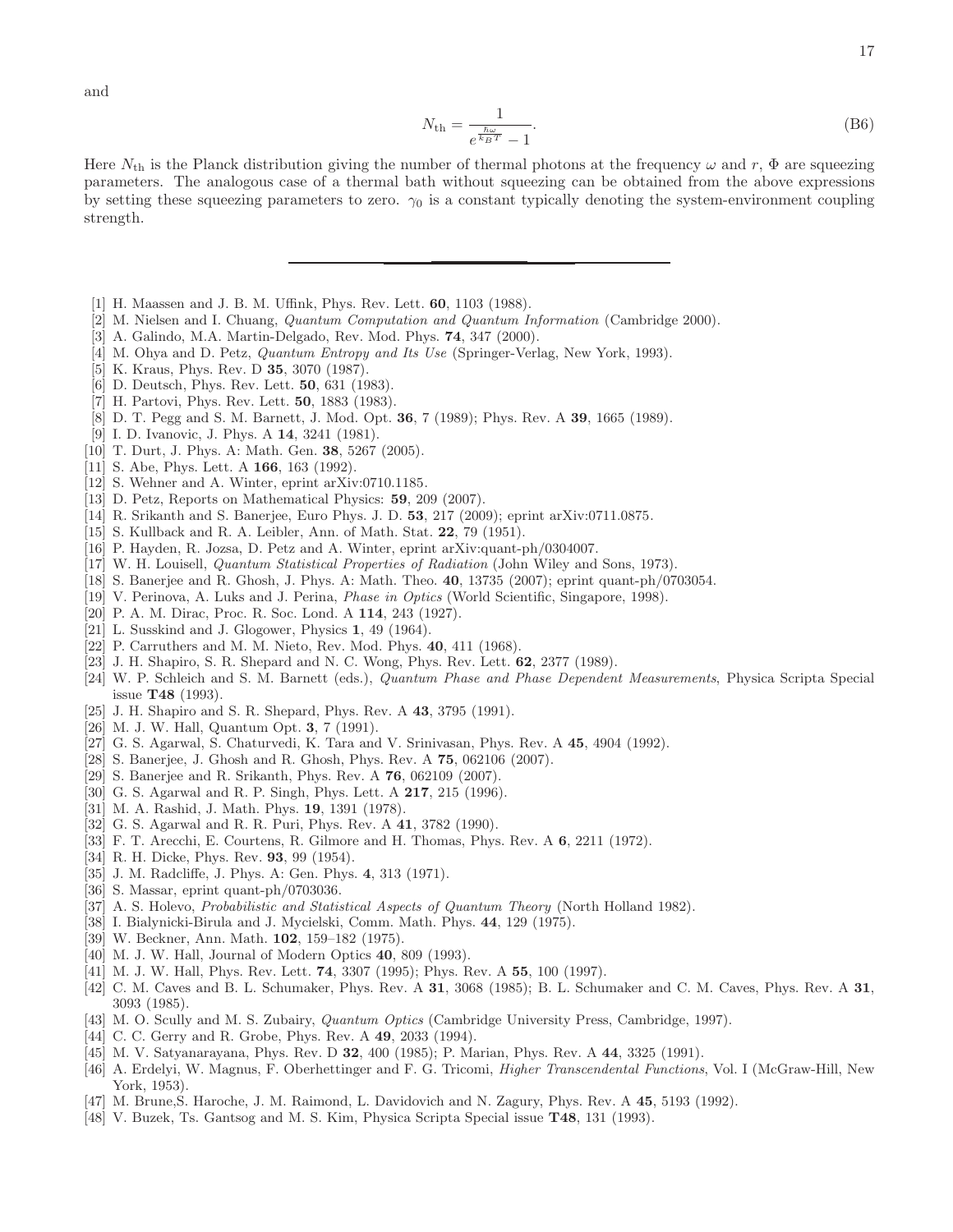and

$$N_{\rm th} = \frac{1}{e^{\frac{\hbar\omega}{k_B T}} - 1}. \tag{B6}$$

Here $N_{\rm th}$ is the Planck distribution giving the number of thermal photons at the frequency $\omega$ and $r$, $\Phi$ are squeezing parameters. The analogous case of a thermal bath without squeezing can be obtained from the above expressions by setting these squeezing parameters to zero. $\gamma_0$ is a constant typically denoting the system-environment coupling strength.

---

[1] H. Maassen and J. B. M. Uffink, Phys. Rev. Lett. **60**, 1103 (1988).
[2] M. Nielsen and I. Chuang, *Quantum Computation and Quantum Information* (Cambridge 2000).
[3] A. Galindo, M.A. Martin-Delgado, Rev. Mod. Phys. **74**, 347 (2000).
[4] M. Ohya and D. Petz, *Quantum Entropy and Its Use* (Springer-Verlag, New York, 1993).
[5] K. Kraus, Phys. Rev. D **35**, 3070 (1987).
[6] D. Deutsch, Phys. Rev. Lett. **50**, 631 (1983).
[7] H. Partovi, Phys. Rev. Lett. **50**, 1883 (1983).
[8] D. T. Pegg and S. M. Barnett, J. Mod. Opt. **36**, 7 (1989); Phys. Rev. A **39**, 1665 (1989).
[9] I. D. Ivanovic, J. Phys. A **14**, 3241 (1981).
[10] T. Durt, J. Phys. A: Math. Gen. **38**, 5267 (2005).
[11] S. Abe, Phys. Lett. A **166**, 163 (1992).
[12] S. Wehner and A. Winter, eprint arXiv:0710.1185.
[13] D. Petz, Reports on Mathematical Physics: **59**, 209 (2007).
[14] R. Srikanth and S. Banerjee, Euro Phys. J. D. **53**, 217 (2009); eprint arXiv:0711.0875.
[15] S. Kullback and R. A. Leibler, Ann. of Math. Stat. **22**, 79 (1951).
[16] P. Hayden, R. Jozsa, D. Petz and A. Winter, eprint arXiv:quant-ph/0304007.
[17] W. H. Louisell, *Quantum Statistical Properties of Radiation* (John Wiley and Sons, 1973).
[18] S. Banerjee and R. Ghosh, J. Phys. A: Math. Theo. **40**, 13735 (2007); eprint quant-ph/0703054.
[19] V. Perinova, A. Luks and J. Perina, *Phase in Optics* (World Scientific, Singapore, 1998).
[20] P. A. M. Dirac, Proc. R. Soc. Lond. A **114**, 243 (1927).
[21] L. Susskind and J. Glogower, Physics **1**, 49 (1964).
[22] P. Carruthers and M. M. Nieto, Rev. Mod. Phys. **40**, 411 (1968).
[23] J. H. Shapiro, S. R. Shepard and N. C. Wong, Phys. Rev. Lett. **62**, 2377 (1989).
[24] W. P. Schleich and S. M. Barnett (eds.), *Quantum Phase and Phase Dependent Measurements*, Physica Scripta Special issue **T48** (1993).
[25] J. H. Shapiro and S. R. Shepard, Phys. Rev. A **43**, 3795 (1991).
[26] M. J. W. Hall, Quantum Opt. **3**, 7 (1991).
[27] G. S. Agarwal, S. Chaturvedi, K. Tara and V. Srinivasan, Phys. Rev. A **45**, 4904 (1992).
[28] S. Banerjee, J. Ghosh and R. Ghosh, Phys. Rev. A **75**, 062106 (2007).
[29] S. Banerjee and R. Srikanth, Phys. Rev. A **76**, 062109 (2007).
[30] G. S. Agarwal and R. P. Singh, Phys. Lett. A **217**, 215 (1996).
[31] M. A. Rashid, J. Math. Phys. **19**, 1391 (1978).
[32] G. S. Agarwal and R. R. Puri, Phys. Rev. A **41**, 3782 (1990).
[33] F. T. Arecchi, E. Courtens, R. Gilmore and H. Thomas, Phys. Rev. A **6**, 2211 (1972).
[34] R. H. Dicke, Phys. Rev. **93**, 99 (1954).
[35] J. M. Radcliffe, J. Phys. A: Gen. Phys. **4**, 313 (1971).
[36] S. Massar, eprint quant-ph/0703036.
[37] A. S. Holevo, *Probabilistic and Statistical Aspects of Quantum Theory* (North Holland 1982).
[38] I. Bialynicki-Birula and J. Mycielski, Comm. Math. Phys. **44**, 129 (1975).
[39] W. Beckner, Ann. Math. **102**, 159–182 (1975).
[40] M. J. W. Hall, Journal of Modern Optics **40**, 809 (1993).
[41] M. J. W. Hall, Phys. Rev. Lett. **74**, 3307 (1995); Phys. Rev. A **55**, 100 (1997).
[42] C. M. Caves and B. L. Schumaker, Phys. Rev. A **31**, 3068 (1985); B. L. Schumaker and C. M. Caves, Phys. Rev. A **31**, 3093 (1985).
[43] M. O. Scully and M. S. Zubairy, *Quantum Optics* (Cambridge University Press, Cambridge, 1997).
[44] C. C. Gerry and R. Grobe, Phys. Rev. A **49**, 2033 (1994).
[45] M. V. Satyanarayana, Phys. Rev. D **32**, 400 (1985); P. Marian, Phys. Rev. A **44**, 3325 (1991).
[46] A. Erdelyi, W. Magnus, F. Oberhettinger and F. G. Tricomi, *Higher Transcendental Functions*, Vol. I (McGraw-Hill, New York, 1953).
[47] M. Brune,S. Haroche, J. M. Raimond, L. Davidovich and N. Zagury, Phys. Rev. A **45**, 5193 (1992).
[48] V. Buzek, Ts. Gantsog and M. S. Kim, Physica Scripta Special issue **T48**, 131 (1993).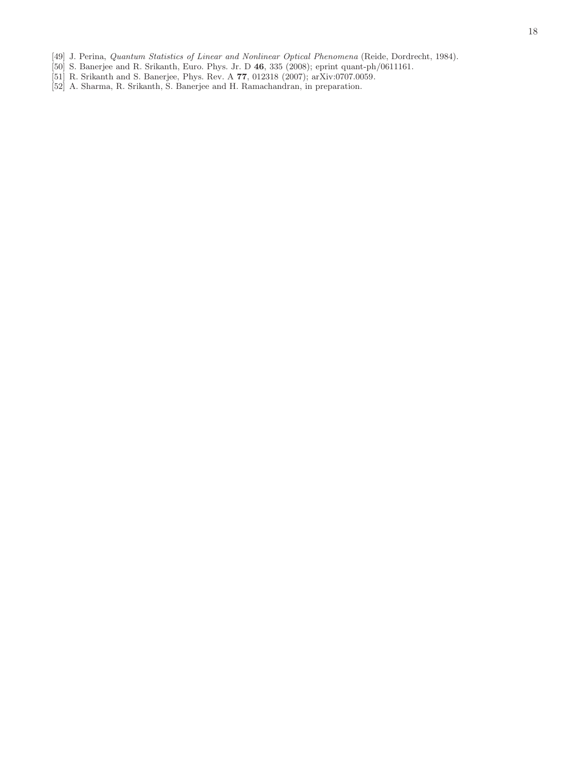[49] J. Perina, *Quantum Statistics of Linear and Nonlinear Optical Phenomena* (Reide, Dordrecht, 1984).
[50] S. Banerjee and R. Srikanth, Euro. Phys. Jr. D **46**, 335 (2008); eprint quant-ph/0611161.
[51] R. Srikanth and S. Banerjee, Phys. Rev. A **77**, 012318 (2007); arXiv:0707.0059.
[52] A. Sharma, R. Srikanth, S. Banerjee and H. Ramachandran, in preparation.